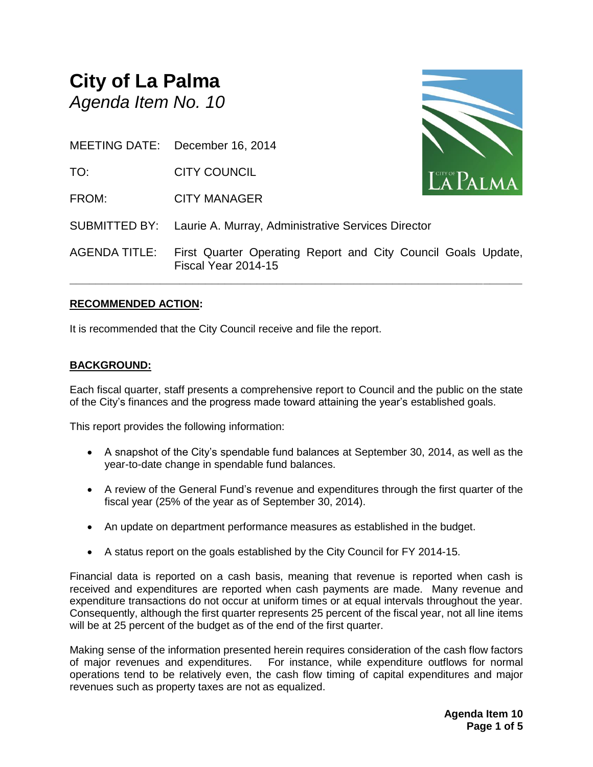# City of La Palma
*Agenda Item No. 10*

| | |
|---|---|
| MEETING DATE: | December 16, 2014 |
| TO: | CITY COUNCIL |
| FROM: | CITY MANAGER |
| SUBMITTED BY: | Laurie A. Murray, Administrative Services Director |
| AGENDA TITLE: | First Quarter Operating Report and City Council Goals Update, Fiscal Year 2014-15 |

---

**RECOMMENDED ACTION:**

It is recommended that the City Council receive and file the report.

**BACKGROUND:**

Each fiscal quarter, staff presents a comprehensive report to Council and the public on the state of the City's finances and the progress made toward attaining the year's established goals.

This report provides the following information:

- A snapshot of the City's spendable fund balances at September 30, 2014, as well as the year-to-date change in spendable fund balances.
- A review of the General Fund's revenue and expenditures through the first quarter of the fiscal year (25% of the year as of September 30, 2014).
- An update on department performance measures as established in the budget.
- A status report on the goals established by the City Council for FY 2014-15.

Financial data is reported on a cash basis, meaning that revenue is reported when cash is received and expenditures are reported when cash payments are made. Many revenue and expenditure transactions do not occur at uniform times or at equal intervals throughout the year. Consequently, although the first quarter represents 25 percent of the fiscal year, not all line items will be at 25 percent of the budget as of the end of the first quarter.

Making sense of the information presented herein requires consideration of the cash flow factors of major revenues and expenditures. For instance, while expenditure outflows for normal operations tend to be relatively even, the cash flow timing of capital expenditures and major revenues such as property taxes are not as equalized.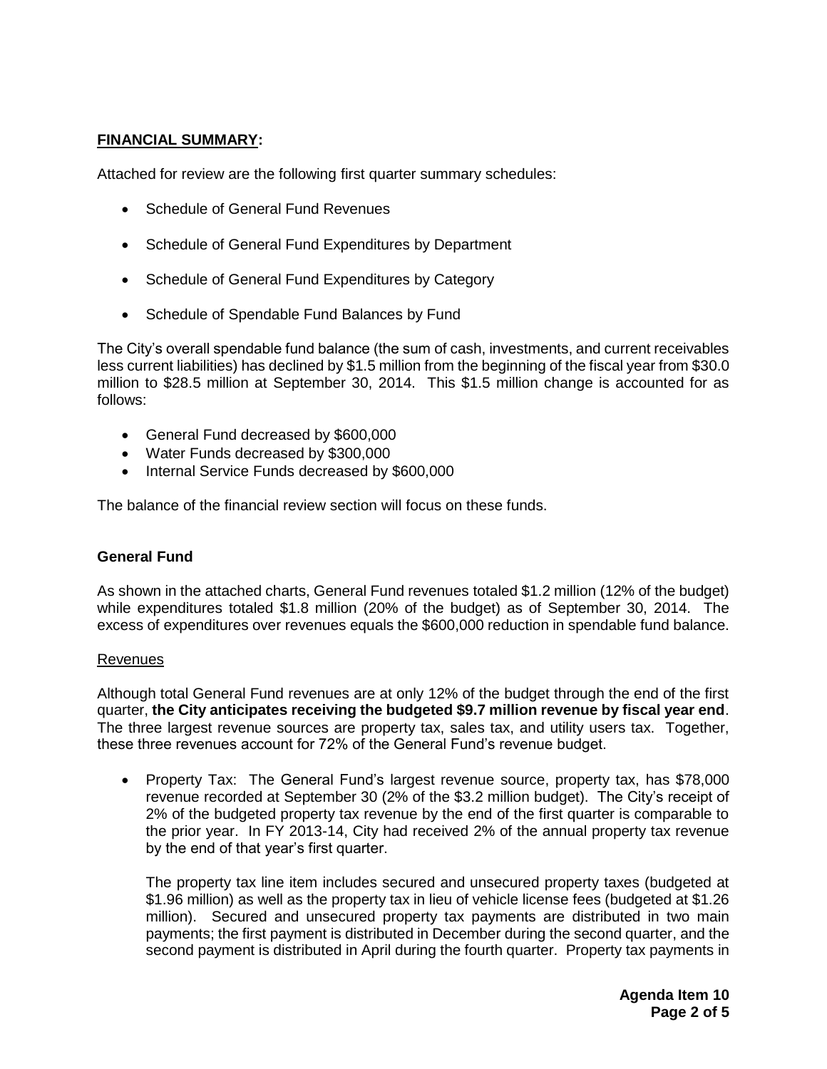## **FINANCIAL SUMMARY:**

Attached for review are the following first quarter summary schedules:

- Schedule of General Fund Revenues
- Schedule of General Fund Expenditures by Department
- Schedule of General Fund Expenditures by Category
- Schedule of Spendable Fund Balances by Fund

The City's overall spendable fund balance (the sum of cash, investments, and current receivables less current liabilities) has declined by $1.5 million from the beginning of the fiscal year from $30.0 million to $28.5 million at September 30, 2014. This $1.5 million change is accounted for as follows:

- General Fund decreased by $600,000
- Water Funds decreased by $300,000
- Internal Service Funds decreased by $600,000

The balance of the financial review section will focus on these funds.

### General Fund

As shown in the attached charts, General Fund revenues totaled $1.2 million (12% of the budget) while expenditures totaled $1.8 million (20% of the budget) as of September 30, 2014. The excess of expenditures over revenues equals the $600,000 reduction in spendable fund balance.

#### Revenues

Although total General Fund revenues are at only 12% of the budget through the end of the first quarter, **the City anticipates receiving the budgeted $9.7 million revenue by fiscal year end**. The three largest revenue sources are property tax, sales tax, and utility users tax. Together, these three revenues account for 72% of the General Fund's revenue budget.

- Property Tax: The General Fund's largest revenue source, property tax, has $78,000 revenue recorded at September 30 (2% of the $3.2 million budget). The City's receipt of 2% of the budgeted property tax revenue by the end of the first quarter is comparable to the prior year. In FY 2013-14, City had received 2% of the annual property tax revenue by the end of that year's first quarter.

  The property tax line item includes secured and unsecured property taxes (budgeted at $1.96 million) as well as the property tax in lieu of vehicle license fees (budgeted at $1.26 million). Secured and unsecured property tax payments are distributed in two main payments; the first payment is distributed in December during the second quarter, and the second payment is distributed in April during the fourth quarter. Property tax payments in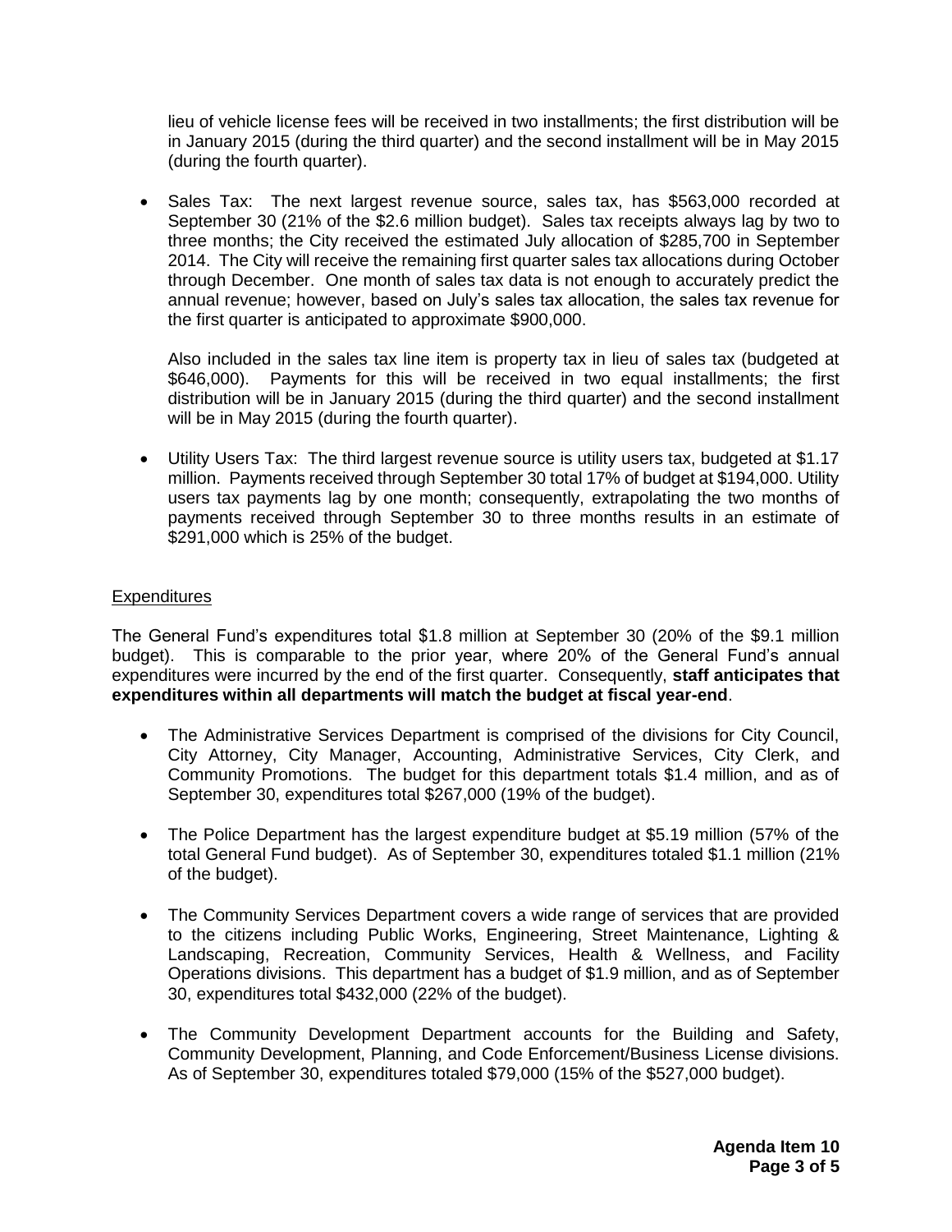lieu of vehicle license fees will be received in two installments; the first distribution will be in January 2015 (during the third quarter) and the second installment will be in May 2015 (during the fourth quarter).

- Sales Tax: The next largest revenue source, sales tax, has $563,000 recorded at September 30 (21% of the $2.6 million budget). Sales tax receipts always lag by two to three months; the City received the estimated July allocation of $285,700 in September 2014. The City will receive the remaining first quarter sales tax allocations during October through December. One month of sales tax data is not enough to accurately predict the annual revenue; however, based on July's sales tax allocation, the sales tax revenue for the first quarter is anticipated to approximate $900,000.

  Also included in the sales tax line item is property tax in lieu of sales tax (budgeted at $646,000). Payments for this will be received in two equal installments; the first distribution will be in January 2015 (during the third quarter) and the second installment will be in May 2015 (during the fourth quarter).

- Utility Users Tax: The third largest revenue source is utility users tax, budgeted at $1.17 million. Payments received through September 30 total 17% of budget at $194,000. Utility users tax payments lag by one month; consequently, extrapolating the two months of payments received through September 30 to three months results in an estimate of $291,000 which is 25% of the budget.

Expenditures

The General Fund's expenditures total $1.8 million at September 30 (20% of the $9.1 million budget). This is comparable to the prior year, where 20% of the General Fund's annual expenditures were incurred by the end of the first quarter. Consequently, **staff anticipates that expenditures within all departments will match the budget at fiscal year-end**.

- The Administrative Services Department is comprised of the divisions for City Council, City Attorney, City Manager, Accounting, Administrative Services, City Clerk, and Community Promotions. The budget for this department totals $1.4 million, and as of September 30, expenditures total $267,000 (19% of the budget).

- The Police Department has the largest expenditure budget at $5.19 million (57% of the total General Fund budget). As of September 30, expenditures totaled $1.1 million (21% of the budget).

- The Community Services Department covers a wide range of services that are provided to the citizens including Public Works, Engineering, Street Maintenance, Lighting & Landscaping, Recreation, Community Services, Health & Wellness, and Facility Operations divisions. This department has a budget of $1.9 million, and as of September 30, expenditures total $432,000 (22% of the budget).

- The Community Development Department accounts for the Building and Safety, Community Development, Planning, and Code Enforcement/Business License divisions. As of September 30, expenditures totaled $79,000 (15% of the $527,000 budget).

**Agenda Item 10**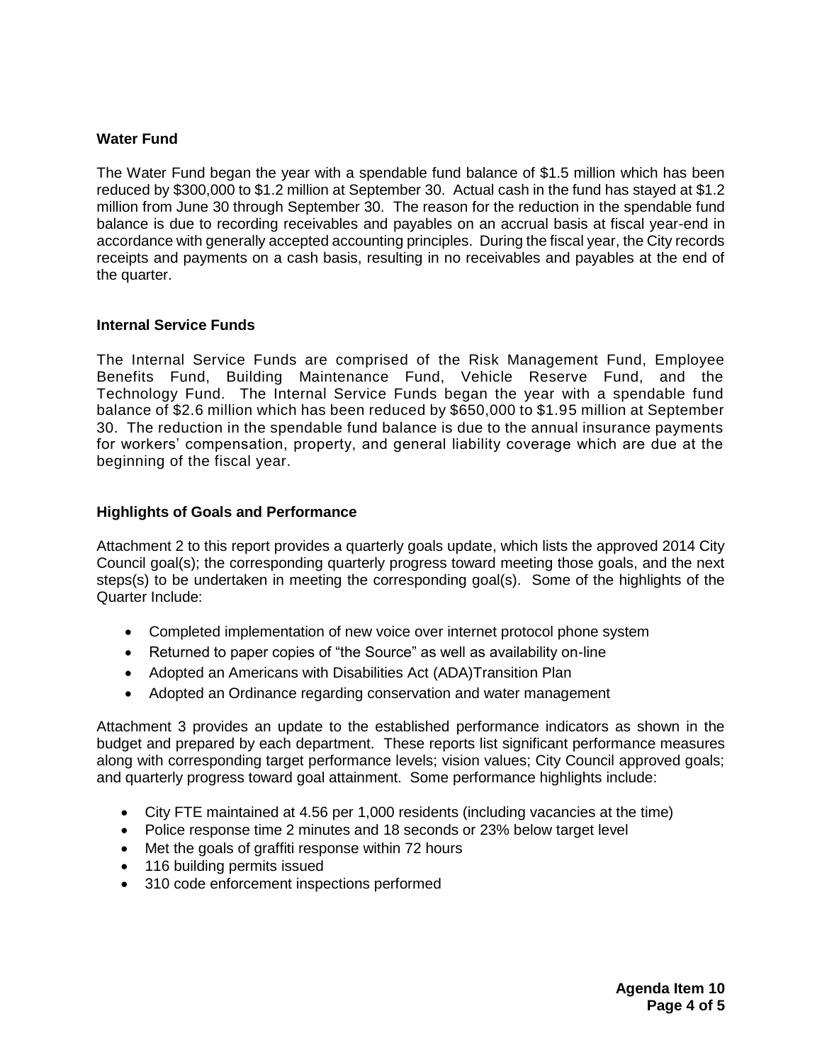**Water Fund**

The Water Fund began the year with a spendable fund balance of $1.5 million which has been reduced by $300,000 to $1.2 million at September 30. Actual cash in the fund has stayed at $1.2 million from June 30 through September 30. The reason for the reduction in the spendable fund balance is due to recording receivables and payables on an accrual basis at fiscal year-end in accordance with generally accepted accounting principles. During the fiscal year, the City records receipts and payments on a cash basis, resulting in no receivables and payables at the end of the quarter.

**Internal Service Funds**

The Internal Service Funds are comprised of the Risk Management Fund, Employee Benefits Fund, Building Maintenance Fund, Vehicle Reserve Fund, and the Technology Fund. The Internal Service Funds began the year with a spendable fund balance of $2.6 million which has been reduced by $650,000 to $1.95 million at September 30. The reduction in the spendable fund balance is due to the annual insurance payments for workers' compensation, property, and general liability coverage which are due at the beginning of the fiscal year.

**Highlights of Goals and Performance**

Attachment 2 to this report provides a quarterly goals update, which lists the approved 2014 City Council goal(s); the corresponding quarterly progress toward meeting those goals, and the next steps(s) to be undertaken in meeting the corresponding goal(s). Some of the highlights of the Quarter Include:

- Completed implementation of new voice over internet protocol phone system
- Returned to paper copies of "the Source" as well as availability on-line
- Adopted an Americans with Disabilities Act (ADA)Transition Plan
- Adopted an Ordinance regarding conservation and water management

Attachment 3 provides an update to the established performance indicators as shown in the budget and prepared by each department. These reports list significant performance measures along with corresponding target performance levels; vision values; City Council approved goals; and quarterly progress toward goal attainment. Some performance highlights include:

- City FTE maintained at 4.56 per 1,000 residents (including vacancies at the time)
- Police response time 2 minutes and 18 seconds or 23% below target level
- Met the goals of graffiti response within 72 hours
- 116 building permits issued
- 310 code enforcement inspections performed

**Agenda Item 10**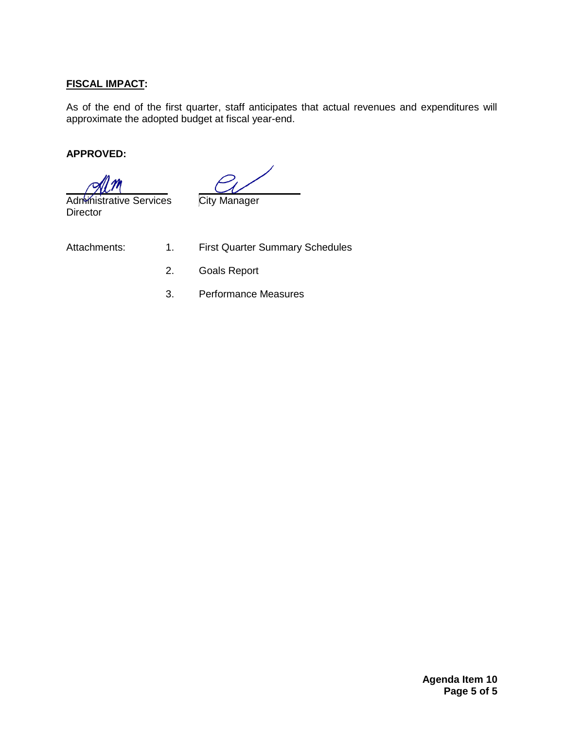**FISCAL IMPACT:**

As of the end of the first quarter, staff anticipates that actual revenues and expenditures will approximate the adopted budget at fiscal year-end.

**APPROVED:**

Administrative Services Director

City Manager

Attachments:

1. First Quarter Summary Schedules
2. Goals Report
3. Performance Measures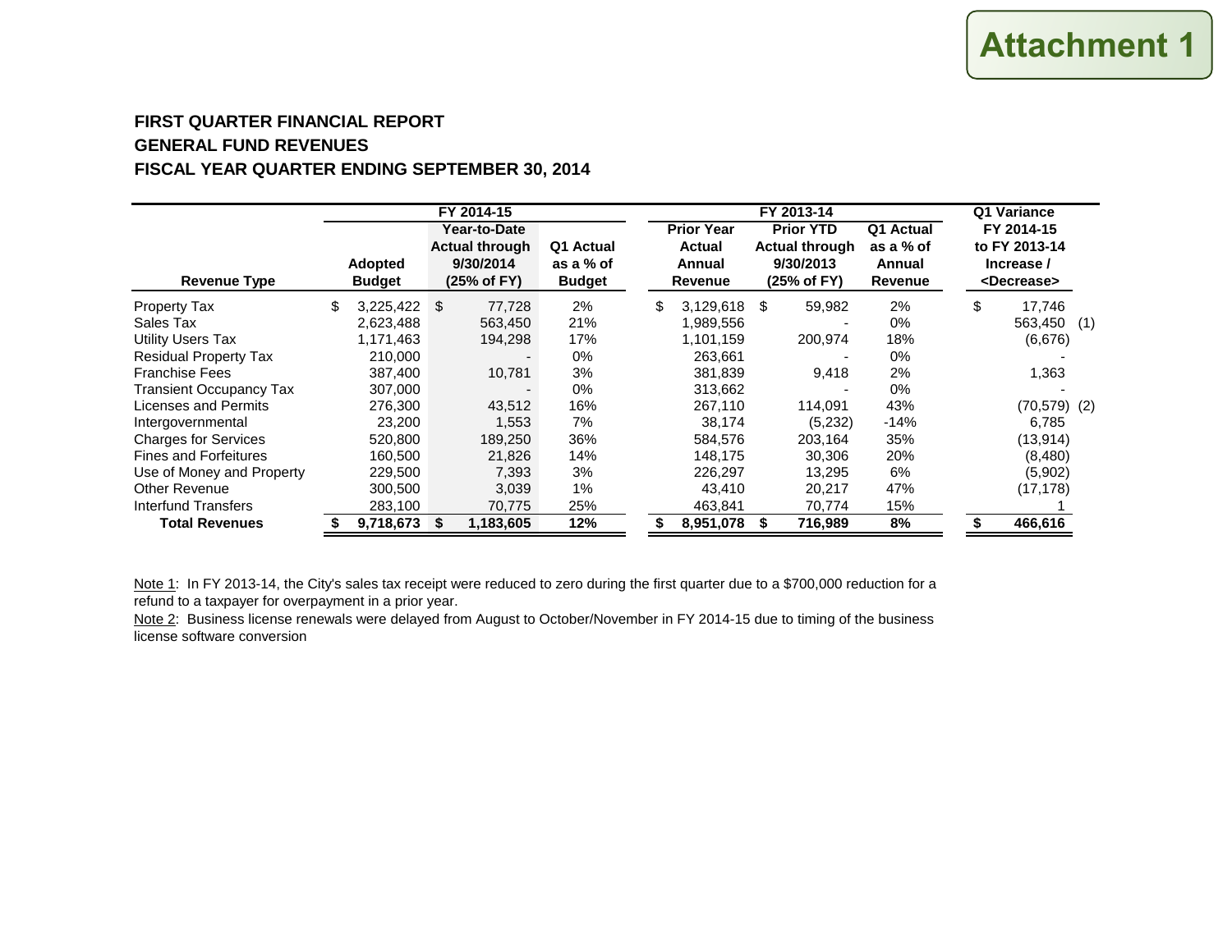Attachment 1

**FIRST QUARTER FINANCIAL REPORT**
**GENERAL FUND REVENUES**
**FISCAL YEAR QUARTER ENDING SEPTEMBER 30, 2014**

| | FY 2014-15 | | | FY 2013-14 | | | Q1 Variance | |
|---|---|---|---|---|---|---|---|---|
| **Revenue Type** | **Adopted Budget** | **Year-to-Date Actual through 9/30/2014 (25% of FY)** | **Q1 Actual as a % of Budget** | **Prior Year Actual Annual Revenue** | **Prior YTD Actual through 9/30/2013 (25% of FY)** | **Q1 Actual as a % of Annual Revenue** | **FY 2014-15 to FY 2013-14 Increase / <Decrease>** | |
| Property Tax | $ 3,225,422 | $ 77,728 | 2% | $ 3,129,618 | $ 59,982 | 2% | $ 17,746 | |
| Sales Tax | 2,623,488 | 563,450 | 21% | 1,989,556 | - | 0% | 563,450 | (1) |
| Utility Users Tax | 1,171,463 | 194,298 | 17% | 1,101,159 | 200,974 | 18% | (6,676) | |
| Residual Property Tax | 210,000 | - | 0% | 263,661 | - | 0% | - | |
| Franchise Fees | 387,400 | 10,781 | 3% | 381,839 | 9,418 | 2% | 1,363 | |
| Transient Occupancy Tax | 307,000 | - | 0% | 313,662 | - | 0% | - | |
| Licenses and Permits | 276,300 | 43,512 | 16% | 267,110 | 114,091 | 43% | (70,579) | (2) |
| Intergovernmental | 23,200 | 1,553 | 7% | 38,174 | (5,232) | -14% | 6,785 | |
| Charges for Services | 520,800 | 189,250 | 36% | 584,576 | 203,164 | 35% | (13,914) | |
| Fines and Forfeitures | 160,500 | 21,826 | 14% | 148,175 | 30,306 | 20% | (8,480) | |
| Use of Money and Property | 229,500 | 7,393 | 3% | 226,297 | 13,295 | 6% | (5,902) | |
| Other Revenue | 300,500 | 3,039 | 1% | 43,410 | 20,217 | 47% | (17,178) | |
| Interfund Transfers | 283,100 | 70,775 | 25% | 463,841 | 70,774 | 15% | 1 | |
| **Total Revenues** | **$ 9,718,673** | **$ 1,183,605** | **12%** | **$ 8,951,078** | **$ 716,989** | **8%** | **$ 466,616** | |

Note 1: In FY 2013-14, the City's sales tax receipt were reduced to zero during the first quarter due to a $700,000 reduction for a refund to a taxpayer for overpayment in a prior year.

Note 2: Business license renewals were delayed from August to October/November in FY 2014-15 due to timing of the business license software conversion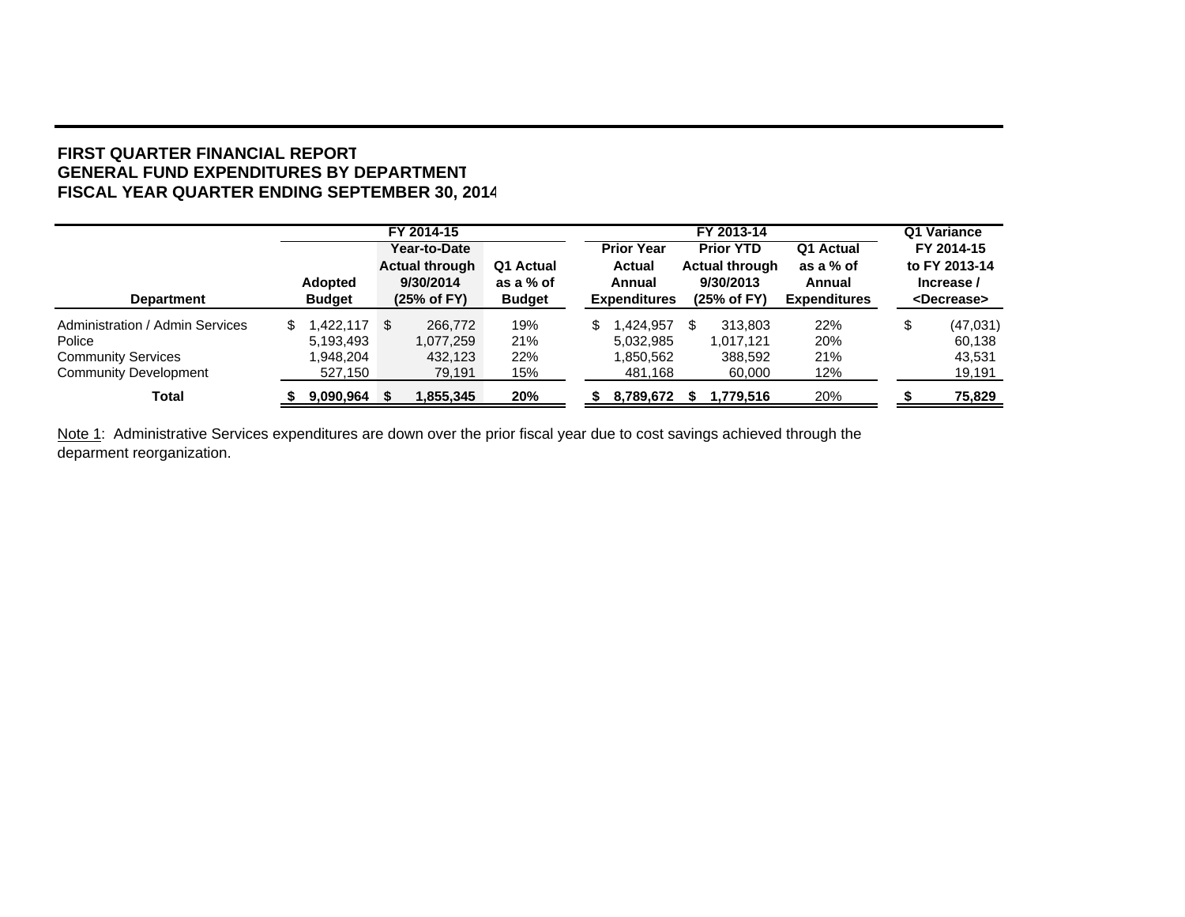**FIRST QUARTER FINANCIAL REPORT**
**GENERAL FUND EXPENDITURES BY DEPARTMENT**
**FISCAL YEAR QUARTER ENDING SEPTEMBER 30, 2014**

| Department | FY 2014-15 Adopted Budget | FY 2014-15 Year-to-Date Actual through 9/30/2014 (25% of FY) | FY 2014-15 Q1 Actual as a % of Budget | FY 2013-14 Prior Year Actual Annual Expenditures | FY 2013-14 Prior YTD Actual through 9/30/2013 (25% of FY) | FY 2013-14 Q1 Actual as a % of Annual Expenditures | Q1 Variance FY 2014-15 to FY 2013-14 Increase / <Decrease> |
|---|---|---|---|---|---|---|---|
| Administration / Admin Services | $ 1,422,117 | $ 266,772 | 19% | $ 1,424,957 | $ 313,803 | 22% | $ (47,031) |
| Police | 5,193,493 | 1,077,259 | 21% | 5,032,985 | 1,017,121 | 20% | 60,138 |
| Community Services | 1,948,204 | 432,123 | 22% | 1,850,562 | 388,592 | 21% | 43,531 |
| Community Development | 527,150 | 79,191 | 15% | 481,168 | 60,000 | 12% | 19,191 |
| **Total** | **$ 9,090,964** | **$ 1,855,345** | **20%** | **$ 8,789,672** | **$ 1,779,516** | 20% | **$ 75,829** |

Note 1: Administrative Services expenditures are down over the prior fiscal year due to cost savings achieved through the deparment reorganization.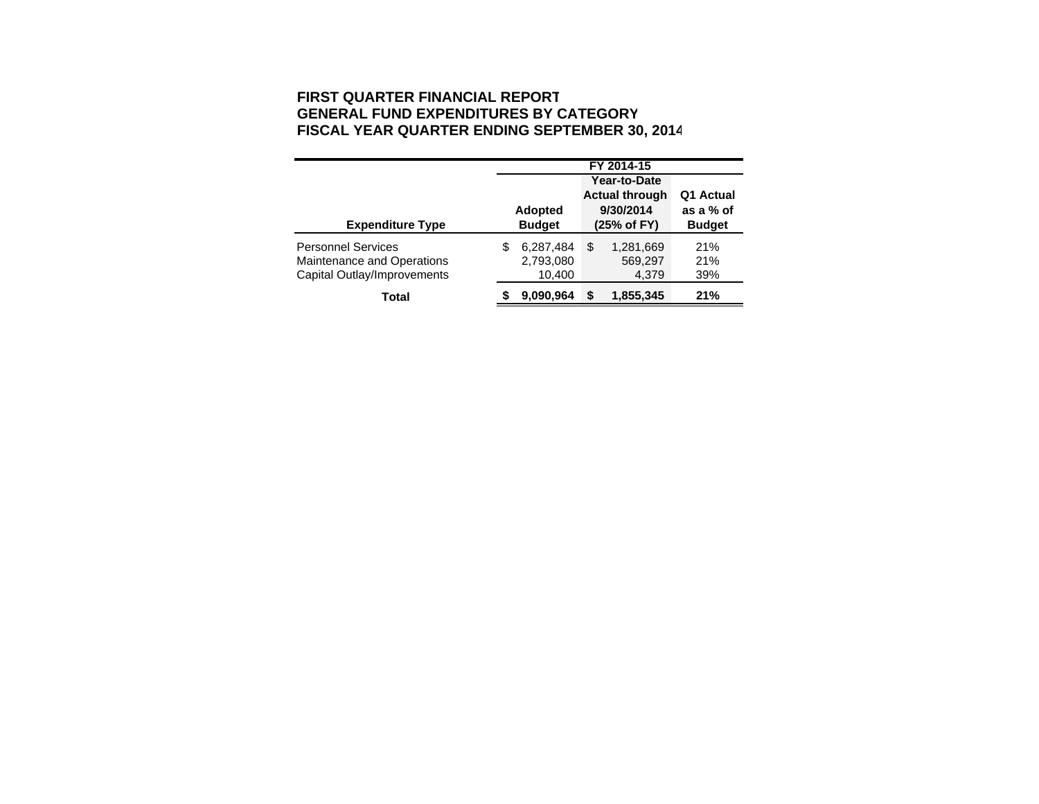**FIRST QUARTER FINANCIAL REPORT**
**GENERAL FUND EXPENDITURES BY CATEGORY**
**FISCAL YEAR QUARTER ENDING SEPTEMBER 30, 2014**

| | FY 2014-15 | | |
|---|---|---|---|
| **Expenditure Type** | **Adopted Budget** | **Year-to-Date Actual through 9/30/2014 (25% of FY)** | **Q1 Actual as a % of Budget** |
| Personnel Services | $ 6,287,484 | $ 1,281,669 | 21% |
| Maintenance and Operations | 2,793,080 | 569,297 | 21% |
| Capital Outlay/Improvements | 10,400 | 4,379 | 39% |
| **Total** | **$ 9,090,964** | **$ 1,855,345** | **21%** |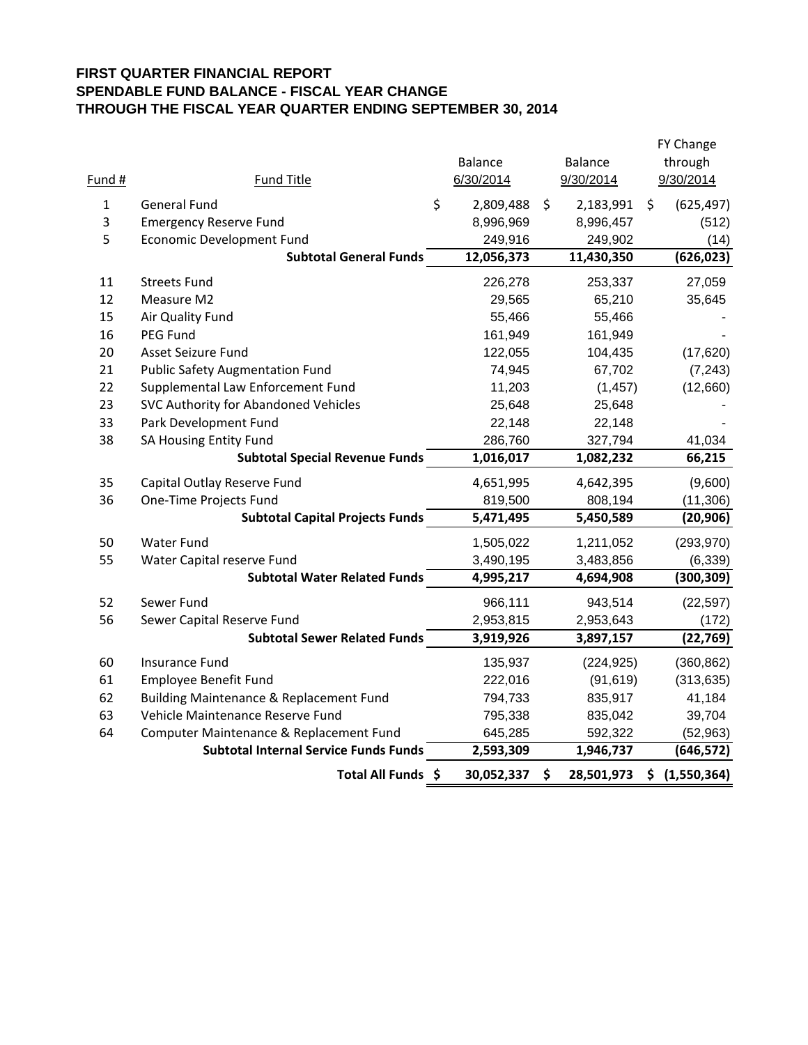**FIRST QUARTER FINANCIAL REPORT**
**SPENDABLE FUND BALANCE - FISCAL YEAR CHANGE**
**THROUGH THE FISCAL YEAR QUARTER ENDING SEPTEMBER 30, 2014**

| Fund # | Fund Title | Balance 6/30/2014 | Balance 9/30/2014 | FY Change through 9/30/2014 |
|---|---|---|---|---|
| 1 | General Fund | $ 2,809,488 | $ 2,183,991 | $ (625,497) |
| 3 | Emergency Reserve Fund | 8,996,969 | 8,996,457 | (512) |
| 5 | Economic Development Fund | 249,916 | 249,902 | (14) |
| | **Subtotal General Funds** | **12,056,373** | **11,430,350** | **(626,023)** |
| 11 | Streets Fund | 226,278 | 253,337 | 27,059 |
| 12 | Measure M2 | 29,565 | 65,210 | 35,645 |
| 15 | Air Quality Fund | 55,466 | 55,466 | - |
| 16 | PEG Fund | 161,949 | 161,949 | - |
| 20 | Asset Seizure Fund | 122,055 | 104,435 | (17,620) |
| 21 | Public Safety Augmentation Fund | 74,945 | 67,702 | (7,243) |
| 22 | Supplemental Law Enforcement Fund | 11,203 | (1,457) | (12,660) |
| 23 | SVC Authority for Abandoned Vehicles | 25,648 | 25,648 | - |
| 33 | Park Development Fund | 22,148 | 22,148 | - |
| 38 | SA Housing Entity Fund | 286,760 | 327,794 | 41,034 |
| | **Subtotal Special Revenue Funds** | **1,016,017** | **1,082,232** | **66,215** |
| 35 | Capital Outlay Reserve Fund | 4,651,995 | 4,642,395 | (9,600) |
| 36 | One-Time Projects Fund | 819,500 | 808,194 | (11,306) |
| | **Subtotal Capital Projects Funds** | **5,471,495** | **5,450,589** | **(20,906)** |
| 50 | Water Fund | 1,505,022 | 1,211,052 | (293,970) |
| 55 | Water Capital reserve Fund | 3,490,195 | 3,483,856 | (6,339) |
| | **Subtotal Water Related Funds** | **4,995,217** | **4,694,908** | **(300,309)** |
| 52 | Sewer Fund | 966,111 | 943,514 | (22,597) |
| 56 | Sewer Capital Reserve Fund | 2,953,815 | 2,953,643 | (172) |
| | **Subtotal Sewer Related Funds** | **3,919,926** | **3,897,157** | **(22,769)** |
| 60 | Insurance Fund | 135,937 | (224,925) | (360,862) |
| 61 | Employee Benefit Fund | 222,016 | (91,619) | (313,635) |
| 62 | Building Maintenance & Replacement Fund | 794,733 | 835,917 | 41,184 |
| 63 | Vehicle Maintenance Reserve Fund | 795,338 | 835,042 | 39,704 |
| 64 | Computer Maintenance & Replacement Fund | 645,285 | 592,322 | (52,963) |
| | **Subtotal Internal Service Funds Funds** | **2,593,309** | **1,946,737** | **(646,572)** |
| | **Total All Funds** | **$ 30,052,337** | **$ 28,501,973** | **$ (1,550,364)** |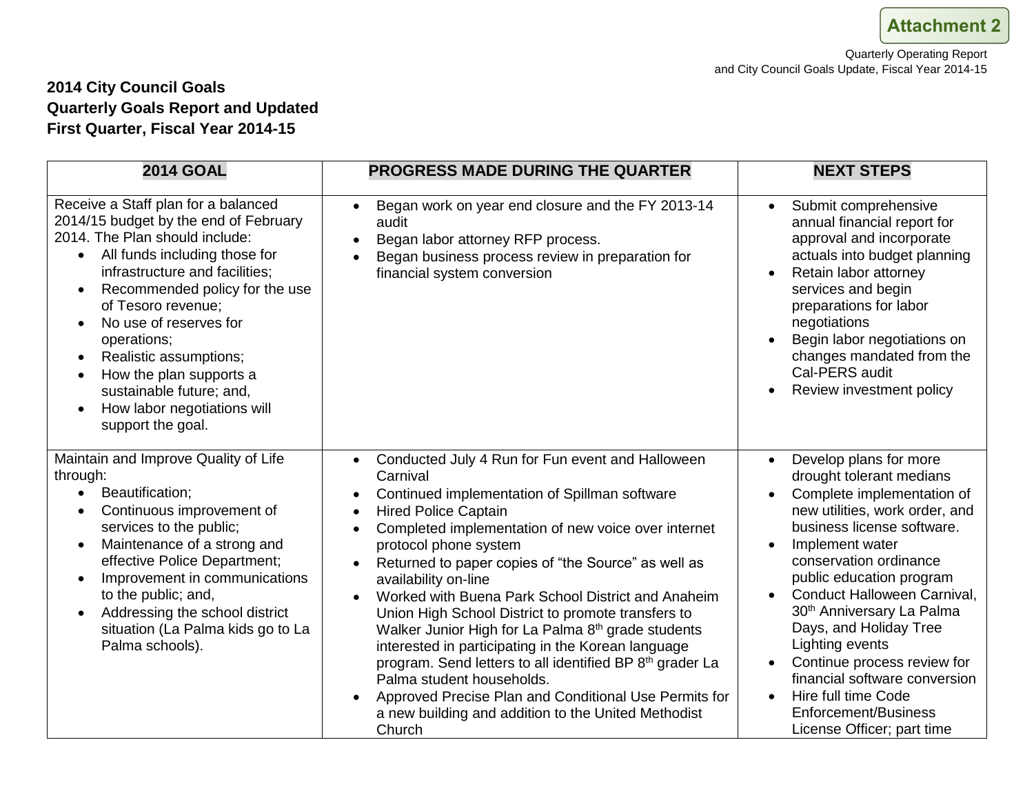Attachment 2

Quarterly Operating Report
and City Council Goals Update, Fiscal Year 2014-15

**2014 City Council Goals**
**Quarterly Goals Report and Updated**
**First Quarter, Fiscal Year 2014-15**

| 2014 GOAL | PROGRESS MADE DURING THE QUARTER | NEXT STEPS |
|---|---|---|
| Receive a Staff plan for a balanced 2014/15 budget by the end of February 2014. The Plan should include:<br>• All funds including those for infrastructure and facilities;<br>• Recommended policy for the use of Tesoro revenue;<br>• No use of reserves for operations;<br>• Realistic assumptions;<br>• How the plan supports a sustainable future; and,<br>• How labor negotiations will support the goal. | • Began work on year end closure and the FY 2013-14 audit<br>• Began labor attorney RFP process.<br>• Began business process review in preparation for financial system conversion | • Submit comprehensive annual financial report for approval and incorporate actuals into budget planning<br>• Retain labor attorney services and begin preparations for labor negotiations<br>• Begin labor negotiations on changes mandated from the Cal-PERS audit<br>• Review investment policy |
| Maintain and Improve Quality of Life through:<br>• Beautification;<br>• Continuous improvement of services to the public;<br>• Maintenance of a strong and effective Police Department;<br>• Improvement in communications to the public; and,<br>• Addressing the school district situation (La Palma kids go to La Palma schools). | • Conducted July 4 Run for Fun event and Halloween Carnival<br>• Continued implementation of Spillman software<br>• Hired Police Captain<br>• Completed implementation of new voice over internet protocol phone system<br>• Returned to paper copies of "the Source" as well as availability on-line<br>• Worked with Buena Park School District and Anaheim Union High School District to promote transfers to Walker Junior High for La Palma 8th grade students interested in participating in the Korean language program. Send letters to all identified BP 8th grader La Palma student households.<br>• Approved Precise Plan and Conditional Use Permits for a new building and addition to the United Methodist Church | • Develop plans for more drought tolerant medians<br>• Complete implementation of new utilities, work order, and business license software.<br>• Implement water conservation ordinance public education program<br>• Conduct Halloween Carnival, 30th Anniversary La Palma Days, and Holiday Tree Lighting events<br>• Continue process review for financial software conversion<br>• Hire full time Code Enforcement/Business License Officer; part time |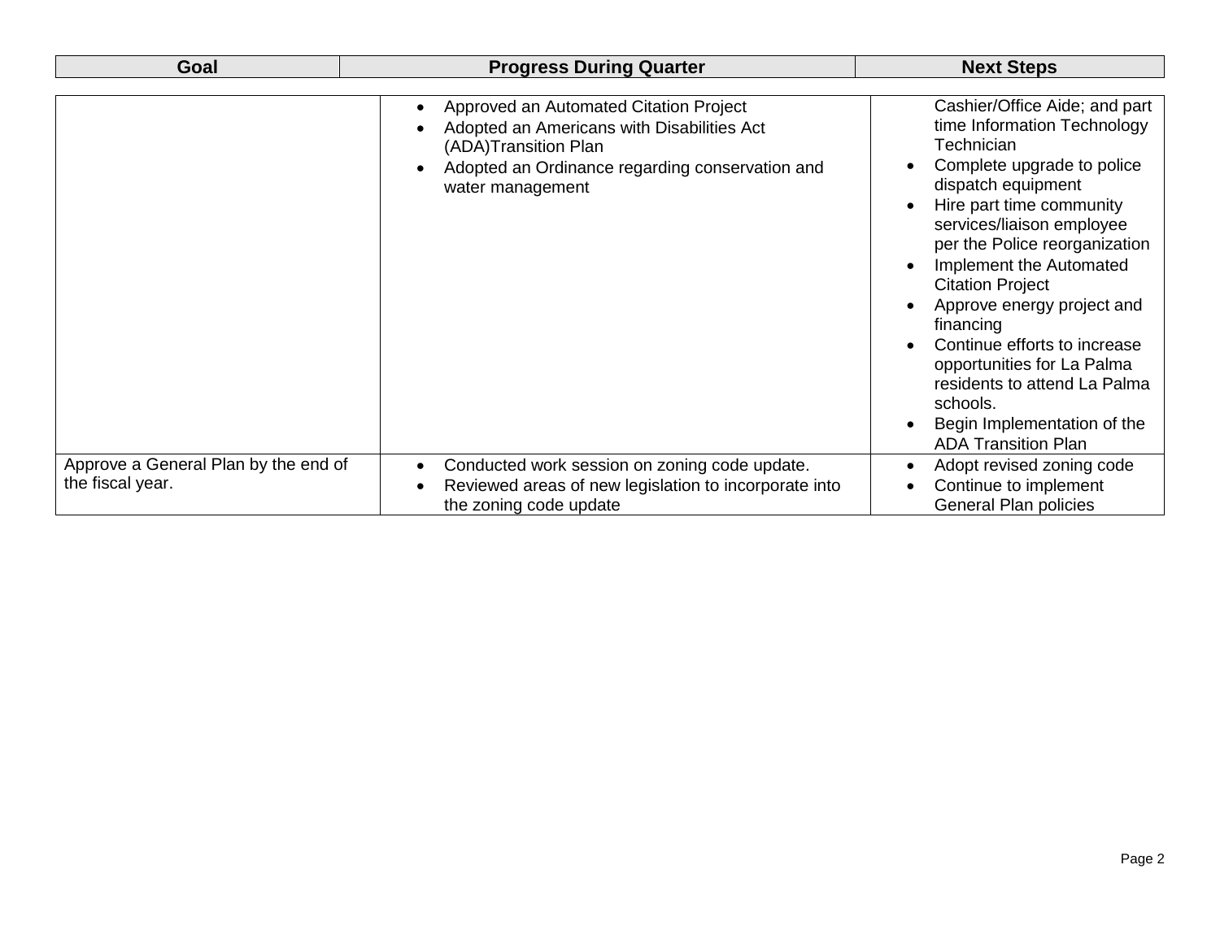| Goal | Progress During Quarter | Next Steps |
|---|---|---|
| | • Approved an Automated Citation Project<br>• Adopted an Americans with Disabilities Act (ADA)Transition Plan<br>• Adopted an Ordinance regarding conservation and water management | Cashier/Office Aide; and part time Information Technology Technician<br>• Complete upgrade to police dispatch equipment<br>• Hire part time community services/liaison employee per the Police reorganization<br>• Implement the Automated Citation Project<br>• Approve energy project and financing<br>• Continue efforts to increase opportunities for La Palma residents to attend La Palma schools.<br>• Begin Implementation of the ADA Transition Plan |
| Approve a General Plan by the end of the fiscal year. | • Conducted work session on zoning code update.<br>• Reviewed areas of new legislation to incorporate into the zoning code update | • Adopt revised zoning code<br>• Continue to implement General Plan policies |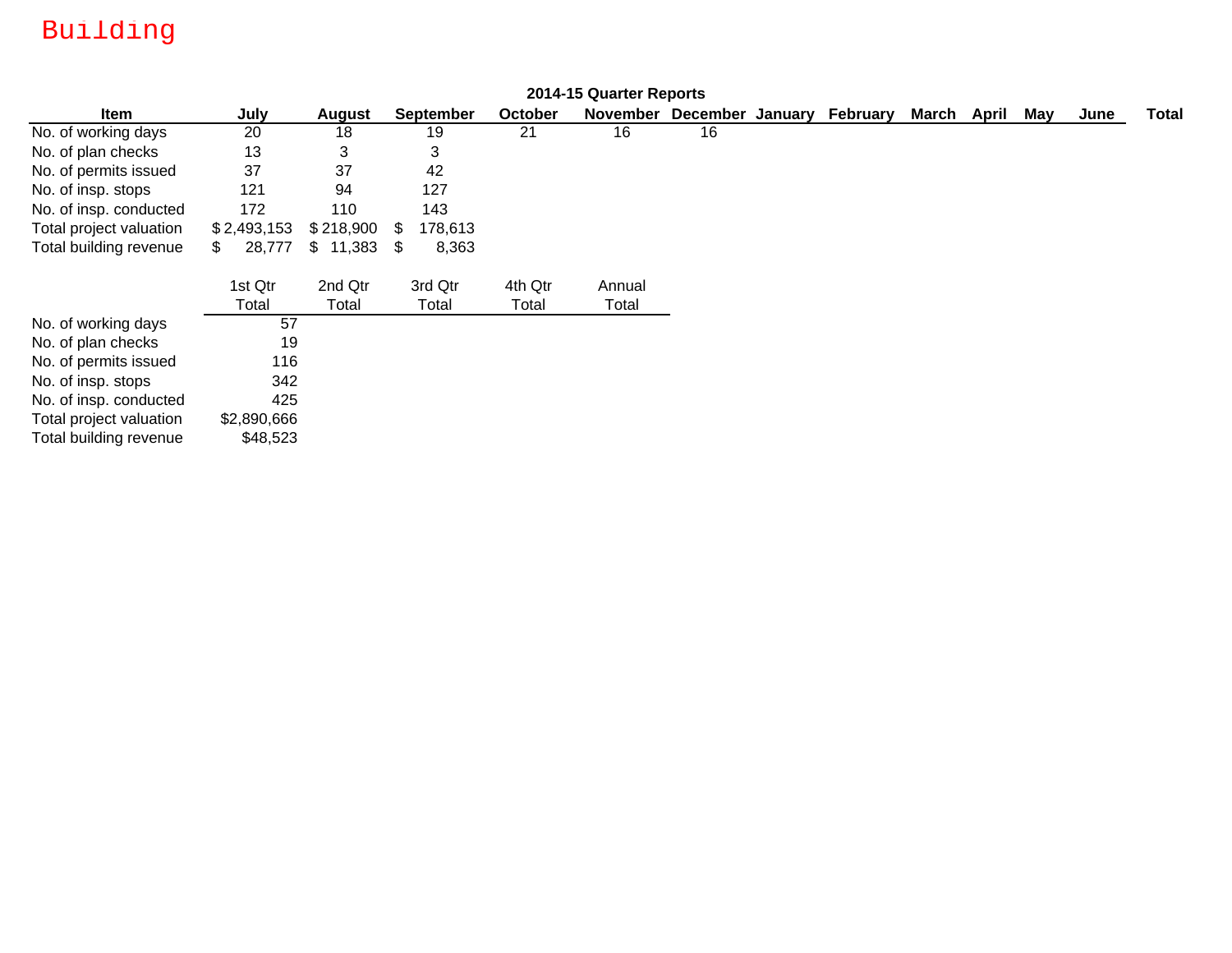# Building

**2014-15 Quarter Reports**

| Item | July | August | September | October | November | December | January | February | March | April | May | June | Total |
|---|---|---|---|---|---|---|---|---|---|---|---|---|---|
| No. of working days | 20 | 18 | 19 | 21 | 16 | 16 | | | | | | | |
| No. of plan checks | 13 | 3 | 3 | | | | | | | | | | |
| No. of permits issued | 37 | 37 | 42 | | | | | | | | | | |
| No. of insp. stops | 121 | 94 | 127 | | | | | | | | | | |
| No. of insp. conducted | 172 | 110 | 143 | | | | | | | | | | |
| Total project valuation | $ 2,493,153 | $ 218,900 | $ 178,613 | | | | | | | | | | |
| Total building revenue | $ 28,777 | $ 11,383 | $ 8,363 | | | | | | | | | | |

| | 1st Qtr Total | 2nd Qtr Total | 3rd Qtr Total | 4th Qtr Total | Annual Total |
|---|---|---|---|---|---|
| No. of working days | 57 | | | | |
| No. of plan checks | 19 | | | | |
| No. of permits issued | 116 | | | | |
| No. of insp. stops | 342 | | | | |
| No. of insp. conducted | 425 | | | | |
| Total project valuation | $2,890,666 | | | | |
| Total building revenue | $48,523 | | | | |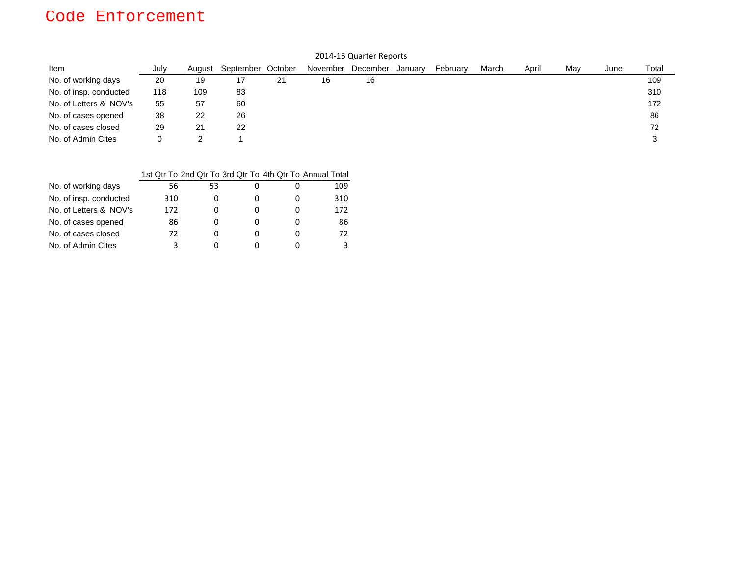# Code Enforcement

2014-15 Quarter Reports

| Item | July | August | September | October | November | December | January | February | March | April | May | June | Total |
|---|---|---|---|---|---|---|---|---|---|---|---|---|---|
| No. of working days | 20 | 19 | 17 | 21 | 16 | 16 | | | | | | | 109 |
| No. of insp. conducted | 118 | 109 | 83 | | | | | | | | | | 310 |
| No. of Letters & NOV's | 55 | 57 | 60 | | | | | | | | | | 172 |
| No. of cases opened | 38 | 22 | 26 | | | | | | | | | | 86 |
| No. of cases closed | 29 | 21 | 22 | | | | | | | | | | 72 |
| No. of Admin Cites | 0 | 2 | 1 | | | | | | | | | | 3 |

| | 1st Qtr To | 2nd Qtr To | 3rd Qtr To | 4th Qtr To | Annual Total |
|---|---|---|---|---|---|
| No. of working days | 56 | 53 | 0 | 0 | 109 |
| No. of insp. conducted | 310 | 0 | 0 | 0 | 310 |
| No. of Letters & NOV's | 172 | 0 | 0 | 0 | 172 |
| No. of cases opened | 86 | 0 | 0 | 0 | 86 |
| No. of cases closed | 72 | 0 | 0 | 0 | 72 |
| No. of Admin Cites | 3 | 0 | 0 | 0 | 3 |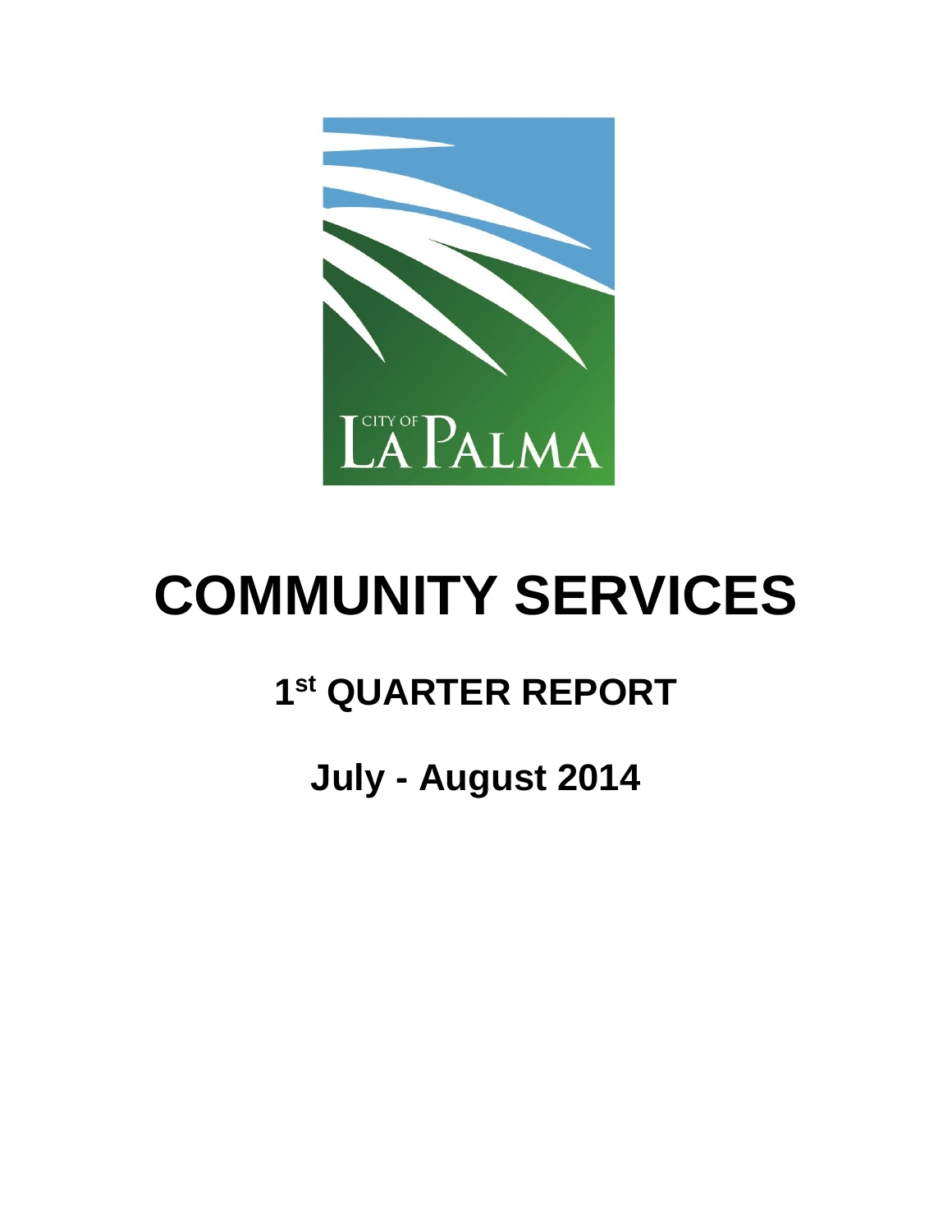# COMMUNITY SERVICES

## 1st QUARTER REPORT

## July - August 2014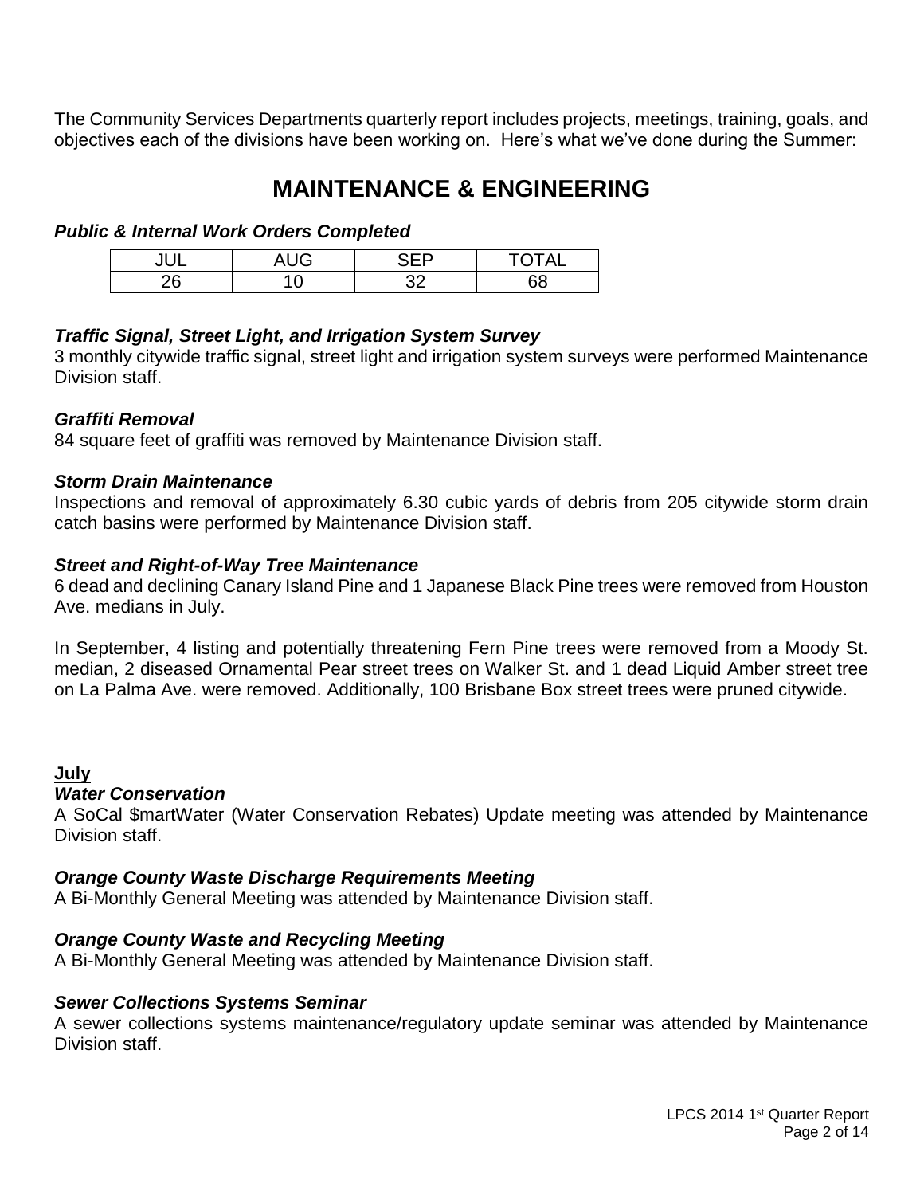The Community Services Departments quarterly report includes projects, meetings, training, goals, and objectives each of the divisions have been working on.  Here's what we've done during the Summer:

# MAINTENANCE & ENGINEERING

***Public & Internal Work Orders Completed***

| JUL | AUG | SEP | TOTAL |
|---|---|---|---|
| 26 | 10 | 32 | 68 |

***Traffic Signal, Street Light, and Irrigation System Survey***

3 monthly citywide traffic signal, street light and irrigation system surveys were performed Maintenance Division staff.

***Graffiti Removal***

84 square feet of graffiti was removed by Maintenance Division staff.

***Storm Drain Maintenance***

Inspections and removal of approximately 6.30 cubic yards of debris from 205 citywide storm drain catch basins were performed by Maintenance Division staff.

***Street and Right-of-Way Tree Maintenance***

6 dead and declining Canary Island Pine and 1 Japanese Black Pine trees were removed from Houston Ave. medians in July.

In September, 4 listing and potentially threatening Fern Pine trees were removed from a Moody St. median, 2 diseased Ornamental Pear street trees on Walker St. and 1 dead Liquid Amber street tree on La Palma Ave. were removed. Additionally, 100 Brisbane Box street trees were pruned citywide.

**July**

***Water Conservation***

A SoCal $martWater (Water Conservation Rebates) Update meeting was attended by Maintenance Division staff.

***Orange County Waste Discharge Requirements Meeting***

A Bi-Monthly General Meeting was attended by Maintenance Division staff.

***Orange County Waste and Recycling Meeting***

A Bi-Monthly General Meeting was attended by Maintenance Division staff.

***Sewer Collections Systems Seminar***

A sewer collections systems maintenance/regulatory update seminar was attended by Maintenance Division staff.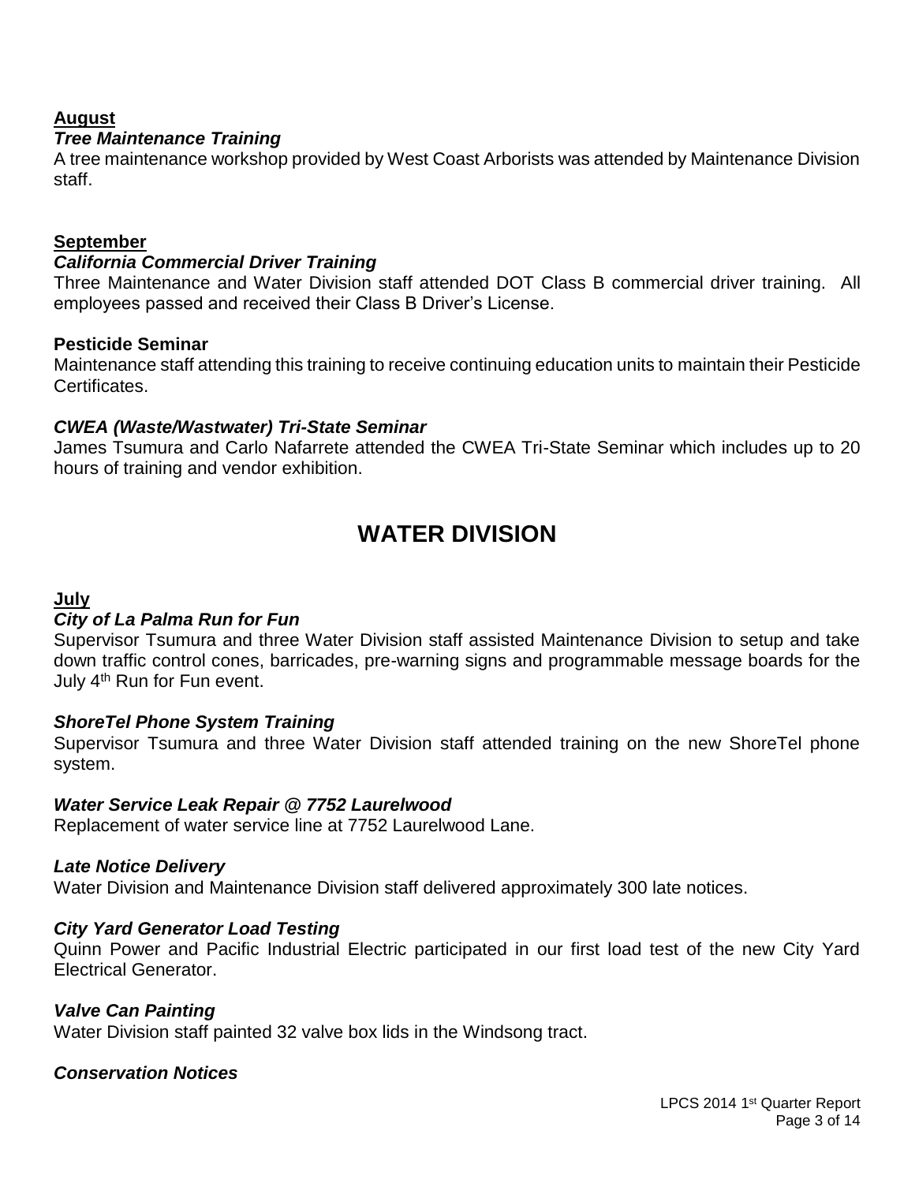**August**

***Tree Maintenance Training***

A tree maintenance workshop provided by West Coast Arborists was attended by Maintenance Division staff.

**September**

***California Commercial Driver Training***

Three Maintenance and Water Division staff attended DOT Class B commercial driver training. All employees passed and received their Class B Driver's License.

**Pesticide Seminar**

Maintenance staff attending this training to receive continuing education units to maintain their Pesticide Certificates.

***CWEA (Waste/Wastwater) Tri-State Seminar***

James Tsumura and Carlo Nafarrete attended the CWEA Tri-State Seminar which includes up to 20 hours of training and vendor exhibition.

# WATER DIVISION

**July**

***City of La Palma Run for Fun***

Supervisor Tsumura and three Water Division staff assisted Maintenance Division to setup and take down traffic control cones, barricades, pre-warning signs and programmable message boards for the July 4th Run for Fun event.

***ShoreTel Phone System Training***

Supervisor Tsumura and three Water Division staff attended training on the new ShoreTel phone system.

***Water Service Leak Repair @ 7752 Laurelwood***

Replacement of water service line at 7752 Laurelwood Lane.

***Late Notice Delivery***

Water Division and Maintenance Division staff delivered approximately 300 late notices.

***City Yard Generator Load Testing***

Quinn Power and Pacific Industrial Electric participated in our first load test of the new City Yard Electrical Generator.

***Valve Can Painting***

Water Division staff painted 32 valve box lids in the Windsong tract.

***Conservation Notices***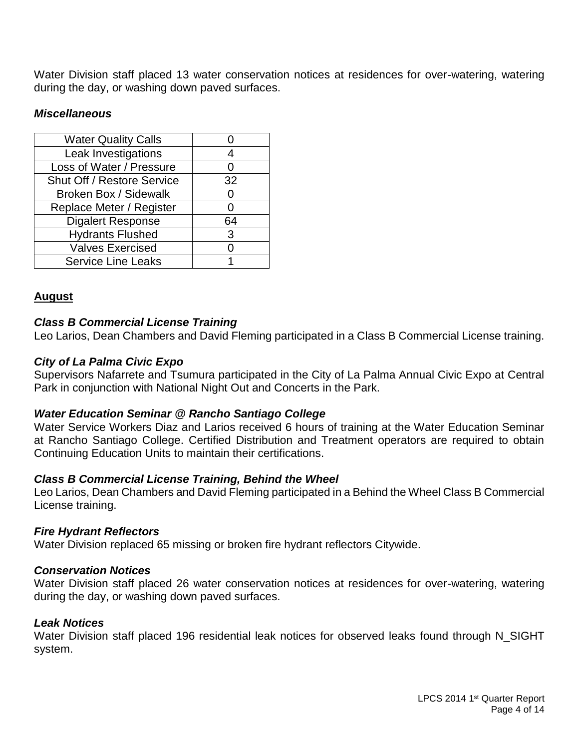Water Division staff placed 13 water conservation notices at residences for over-watering, watering during the day, or washing down paved surfaces.

***Miscellaneous***

| Water Quality Calls | 0 |
|---|---|
| Leak Investigations | 4 |
| Loss of Water / Pressure | 0 |
| Shut Off / Restore Service | 32 |
| Broken Box / Sidewalk | 0 |
| Replace Meter / Register | 0 |
| Digalert Response | 64 |
| Hydrants Flushed | 3 |
| Valves Exercised | 0 |
| Service Line Leaks | 1 |

**August**

***Class B Commercial License Training***

Leo Larios, Dean Chambers and David Fleming participated in a Class B Commercial License training.

***City of La Palma Civic Expo***

Supervisors Nafarrete and Tsumura participated in the City of La Palma Annual Civic Expo at Central Park in conjunction with National Night Out and Concerts in the Park.

***Water Education Seminar @ Rancho Santiago College***

Water Service Workers Diaz and Larios received 6 hours of training at the Water Education Seminar at Rancho Santiago College. Certified Distribution and Treatment operators are required to obtain Continuing Education Units to maintain their certifications.

***Class B Commercial License Training, Behind the Wheel***

Leo Larios, Dean Chambers and David Fleming participated in a Behind the Wheel Class B Commercial License training.

***Fire Hydrant Reflectors***

Water Division replaced 65 missing or broken fire hydrant reflectors Citywide.

***Conservation Notices***

Water Division staff placed 26 water conservation notices at residences for over-watering, watering during the day, or washing down paved surfaces.

***Leak Notices***

Water Division staff placed 196 residential leak notices for observed leaks found through N_SIGHT system.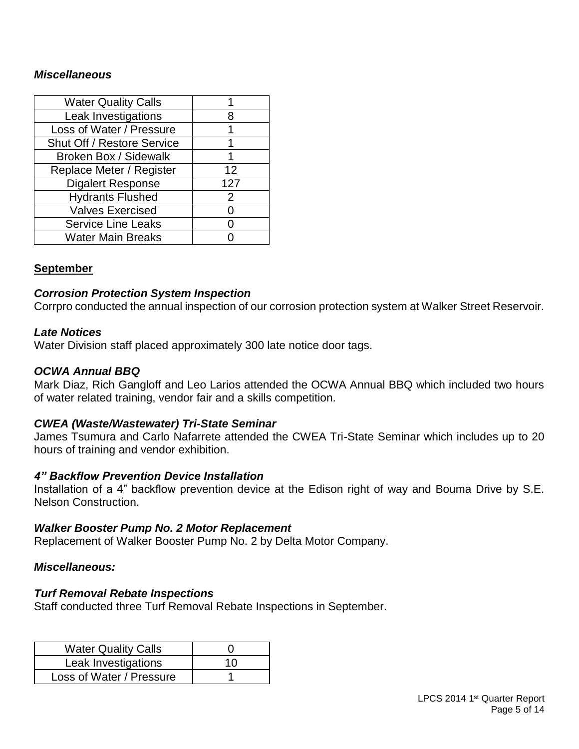### *Miscellaneous*

| | |
|---|---|
| Water Quality Calls | 1 |
| Leak Investigations | 8 |
| Loss of Water / Pressure | 1 |
| Shut Off / Restore Service | 1 |
| Broken Box / Sidewalk | 1 |
| Replace Meter / Register | 12 |
| Digalert Response | 127 |
| Hydrants Flushed | 2 |
| Valves Exercised | 0 |
| Service Line Leaks | 0 |
| Water Main Breaks | 0 |

## **September**

### *Corrosion Protection System Inspection*

Corrpro conducted the annual inspection of our corrosion protection system at Walker Street Reservoir.

### *Late Notices*

Water Division staff placed approximately 300 late notice door tags.

### *OCWA Annual BBQ*

Mark Diaz, Rich Gangloff and Leo Larios attended the OCWA Annual BBQ which included two hours of water related training, vendor fair and a skills competition.

### *CWEA (Waste/Wastewater) Tri-State Seminar*

James Tsumura and Carlo Nafarrete attended the CWEA Tri-State Seminar which includes up to 20 hours of training and vendor exhibition.

### *4" Backflow Prevention Device Installation*

Installation of a 4" backflow prevention device at the Edison right of way and Bouma Drive by S.E. Nelson Construction.

### *Walker Booster Pump No. 2 Motor Replacement*

Replacement of Walker Booster Pump No. 2 by Delta Motor Company.

### *Miscellaneous:*

### *Turf Removal Rebate Inspections*

Staff conducted three Turf Removal Rebate Inspections in September.

| | |
|---|---|
| Water Quality Calls | 0 |
| Leak Investigations | 10 |
| Loss of Water / Pressure | 1 |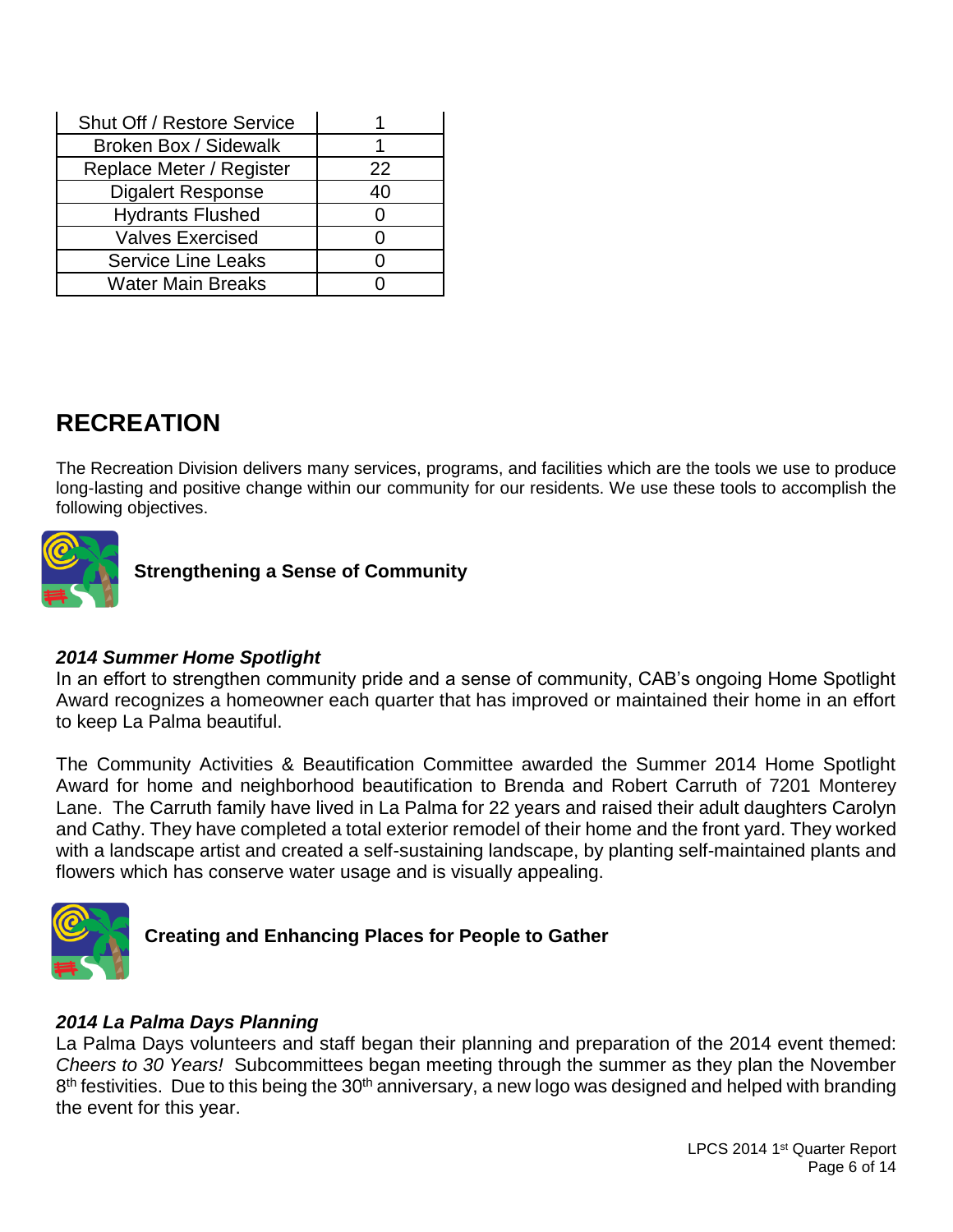| | |
|---|---|
| Shut Off / Restore Service | 1 |
| Broken Box / Sidewalk | 1 |
| Replace Meter / Register | 22 |
| Digalert Response | 40 |
| Hydrants Flushed | 0 |
| Valves Exercised | 0 |
| Service Line Leaks | 0 |
| Water Main Breaks | 0 |

# RECREATION

The Recreation Division delivers many services, programs, and facilities which are the tools we use to produce long-lasting and positive change within our community for our residents. We use these tools to accomplish the following objectives.

**Strengthening a Sense of Community**

***2014 Summer Home Spotlight***

In an effort to strengthen community pride and a sense of community, CAB's ongoing Home Spotlight Award recognizes a homeowner each quarter that has improved or maintained their home in an effort to keep La Palma beautiful.

The Community Activities & Beautification Committee awarded the Summer 2014 Home Spotlight Award for home and neighborhood beautification to Brenda and Robert Carruth of 7201 Monterey Lane. The Carruth family have lived in La Palma for 22 years and raised their adult daughters Carolyn and Cathy. They have completed a total exterior remodel of their home and the front yard. They worked with a landscape artist and created a self-sustaining landscape, by planting self-maintained plants and flowers which has conserve water usage and is visually appealing.

**Creating and Enhancing Places for People to Gather**

***2014 La Palma Days Planning***

La Palma Days volunteers and staff began their planning and preparation of the 2014 event themed: *Cheers to 30 Years!* Subcommittees began meeting through the summer as they plan the November 8th festivities. Due to this being the 30th anniversary, a new logo was designed and helped with branding the event for this year.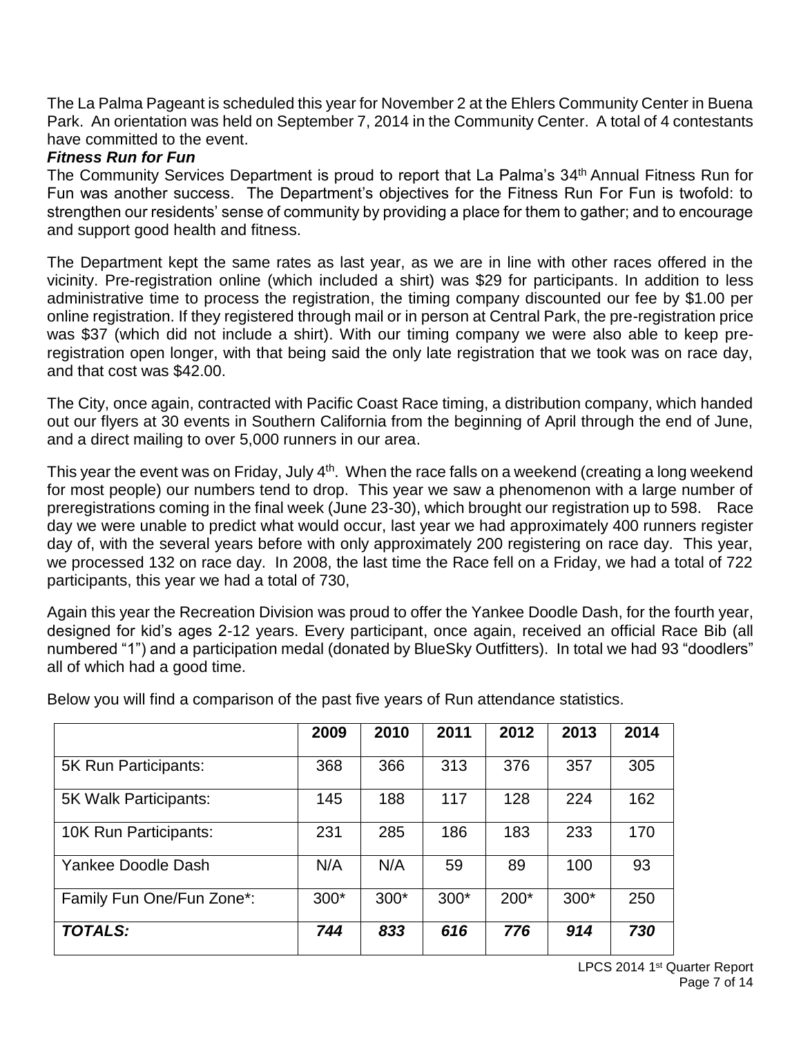The La Palma Pageant is scheduled this year for November 2 at the Ehlers Community Center in Buena Park. An orientation was held on September 7, 2014 in the Community Center. A total of 4 contestants have committed to the event.

***Fitness Run for Fun***

The Community Services Department is proud to report that La Palma's 34th Annual Fitness Run for Fun was another success. The Department's objectives for the Fitness Run For Fun is twofold: to strengthen our residents' sense of community by providing a place for them to gather; and to encourage and support good health and fitness.

The Department kept the same rates as last year, as we are in line with other races offered in the vicinity. Pre-registration online (which included a shirt) was $29 for participants. In addition to less administrative time to process the registration, the timing company discounted our fee by $1.00 per online registration. If they registered through mail or in person at Central Park, the pre-registration price was $37 (which did not include a shirt). With our timing company we were also able to keep pre-registration open longer, with that being said the only late registration that we took was on race day, and that cost was $42.00.

The City, once again, contracted with Pacific Coast Race timing, a distribution company, which handed out our flyers at 30 events in Southern California from the beginning of April through the end of June, and a direct mailing to over 5,000 runners in our area.

This year the event was on Friday, July 4th. When the race falls on a weekend (creating a long weekend for most people) our numbers tend to drop. This year we saw a phenomenon with a large number of preregistrations coming in the final week (June 23-30), which brought our registration up to 598. Race day we were unable to predict what would occur, last year we had approximately 400 runners register day of, with the several years before with only approximately 200 registering on race day. This year, we processed 132 on race day. In 2008, the last time the Race fell on a Friday, we had a total of 722 participants, this year we had a total of 730,

Again this year the Recreation Division was proud to offer the Yankee Doodle Dash, for the fourth year, designed for kid's ages 2-12 years. Every participant, once again, received an official Race Bib (all numbered "1") and a participation medal (donated by BlueSky Outfitters). In total we had 93 "doodlers" all of which had a good time.

Below you will find a comparison of the past five years of Run attendance statistics.

| | 2009 | 2010 | 2011 | 2012 | 2013 | 2014 |
|---|---|---|---|---|---|---|
| 5K Run Participants: | 368 | 366 | 313 | 376 | 357 | 305 |
| 5K Walk Participants: | 145 | 188 | 117 | 128 | 224 | 162 |
| 10K Run Participants: | 231 | 285 | 186 | 183 | 233 | 170 |
| Yankee Doodle Dash | N/A | N/A | 59 | 89 | 100 | 93 |
| Family Fun One/Fun Zone*: | 300* | 300* | 300* | 200* | 300* | 250 |
| ***TOTALS:*** | ***744*** | ***833*** | ***616*** | ***776*** | ***914*** | ***730*** |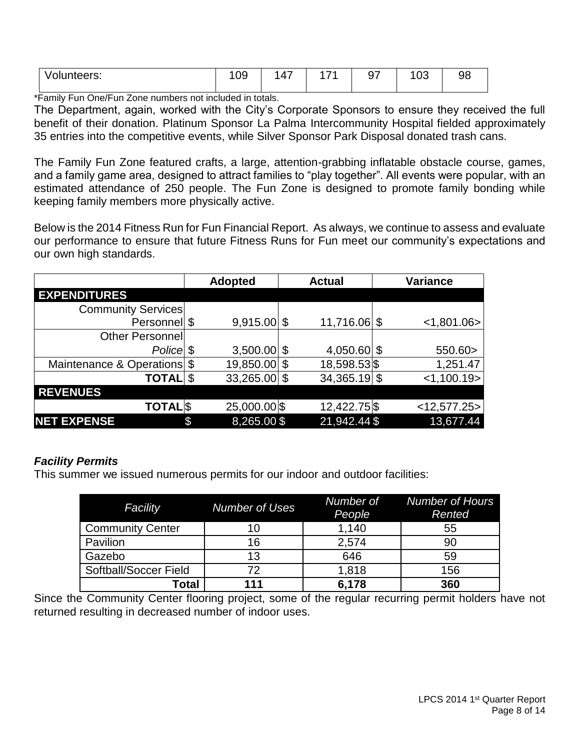| Volunteers: | 109 | 147 | 171 | 97 | 103 | 98 |
|---|---|---|---|---|---|---|

*Family Fun One/Fun Zone numbers not included in totals.

The Department, again, worked with the City's Corporate Sponsors to ensure they received the full benefit of their donation. Platinum Sponsor La Palma Intercommunity Hospital fielded approximately 35 entries into the competitive events, while Silver Sponsor Park Disposal donated trash cans.

The Family Fun Zone featured crafts, a large, attention-grabbing inflatable obstacle course, games, and a family game area, designed to attract families to "play together". All events were popular, with an estimated attendance of 250 people. The Fun Zone is designed to promote family bonding while keeping family members more physically active.

Below is the 2014 Fitness Run for Fun Financial Report. As always, we continue to assess and evaluate our performance to ensure that future Fitness Runs for Fun meet our community's expectations and our own high standards.

| | Adopted | Actual | Variance |
|---|---|---|---|
| **EXPENDITURES** | | | |
| Community Services Personnel | $ 9,915.00 | $ 11,716.06 | $ <1,801.06> |
| Other Personnel *Police* | $ 3,500.00 | $ 4,050.60 | $ 550.60> |
| Maintenance & Operations | $ 19,850.00 | $ 18,598.53 | $ 1,251.47 |
| **TOTAL** | $ 33,265.00 | $ 34,365.19 | $ <1,100.19> |
| **REVENUES** | | | |
| **TOTAL** | $ 25,000.00 | $ 12,422.75 | $ <12,577.25> |
| **NET EXPENSE** | $ 8,265.00 | $ 21,942.44 | $ 13,677.44 |

### *Facility Permits*

This summer we issued numerous permits for our indoor and outdoor facilities:

| *Facility* | *Number of Uses* | *Number of People* | *Number of Hours Rented* |
|---|---|---|---|
| Community Center | 10 | 1,140 | 55 |
| Pavilion | 16 | 2,574 | 90 |
| Gazebo | 13 | 646 | 59 |
| Softball/Soccer Field | 72 | 1,818 | 156 |
| **Total** | **111** | **6,178** | **360** |

Since the Community Center flooring project, some of the regular recurring permit holders have not returned resulting in decreased number of indoor uses.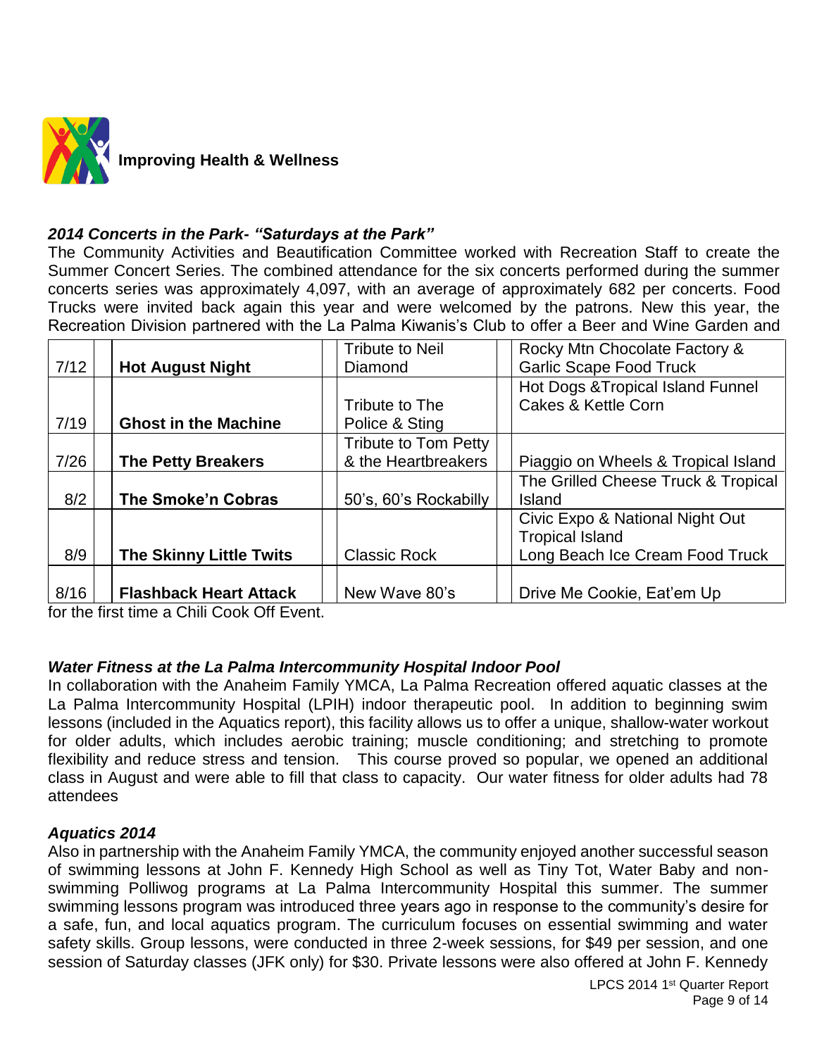**Improving Health & Wellness**

### *2014 Concerts in the Park- "Saturdays at the Park"*

The Community Activities and Beautification Committee worked with Recreation Staff to create the Summer Concert Series. The combined attendance for the six concerts performed during the summer concerts series was approximately 4,097, with an average of approximately 682 per concerts. Food Trucks were invited back again this year and were welcomed by the patrons. New this year, the Recreation Division partnered with the La Palma Kiwanis's Club to offer a Beer and Wine Garden and for the first time a Chili Cook Off Event.

| | | | | | | |
|---|---|---|---|---|---|---|
| 7/12 | | **Hot August Night** | | Tribute to Neil Diamond | | Rocky Mtn Chocolate Factory & Garlic Scape Food Truck |
| 7/19 | | **Ghost in the Machine** | | Tribute to The Police & Sting | | Hot Dogs &Tropical Island Funnel Cakes & Kettle Corn |
| 7/26 | | **The Petty Breakers** | | Tribute to Tom Petty & the Heartbreakers | | Piaggio on Wheels & Tropical Island |
| 8/2 | | **The Smoke'n Cobras** | | 50's, 60's Rockabilly | | The Grilled Cheese Truck & Tropical Island |
| 8/9 | | **The Skinny Little Twits** | | Classic Rock | | Civic Expo & National Night Out Tropical Island Long Beach Ice Cream Food Truck |
| 8/16 | | **Flashback Heart Attack** | | New Wave 80's | | Drive Me Cookie, Eat'em Up |

### *Water Fitness at the La Palma Intercommunity Hospital Indoor Pool*

In collaboration with the Anaheim Family YMCA, La Palma Recreation offered aquatic classes at the La Palma Intercommunity Hospital (LPIH) indoor therapeutic pool. In addition to beginning swim lessons (included in the Aquatics report), this facility allows us to offer a unique, shallow-water workout for older adults, which includes aerobic training; muscle conditioning; and stretching to promote flexibility and reduce stress and tension. This course proved so popular, we opened an additional class in August and were able to fill that class to capacity. Our water fitness for older adults had 78 attendees

### *Aquatics 2014*

Also in partnership with the Anaheim Family YMCA, the community enjoyed another successful season of swimming lessons at John F. Kennedy High School as well as Tiny Tot, Water Baby and non-swimming Polliwog programs at La Palma Intercommunity Hospital this summer. The summer swimming lessons program was introduced three years ago in response to the community's desire for a safe, fun, and local aquatics program. The curriculum focuses on essential swimming and water safety skills. Group lessons, were conducted in three 2-week sessions, for $49 per session, and one session of Saturday classes (JFK only) for $30. Private lessons were also offered at John F. Kennedy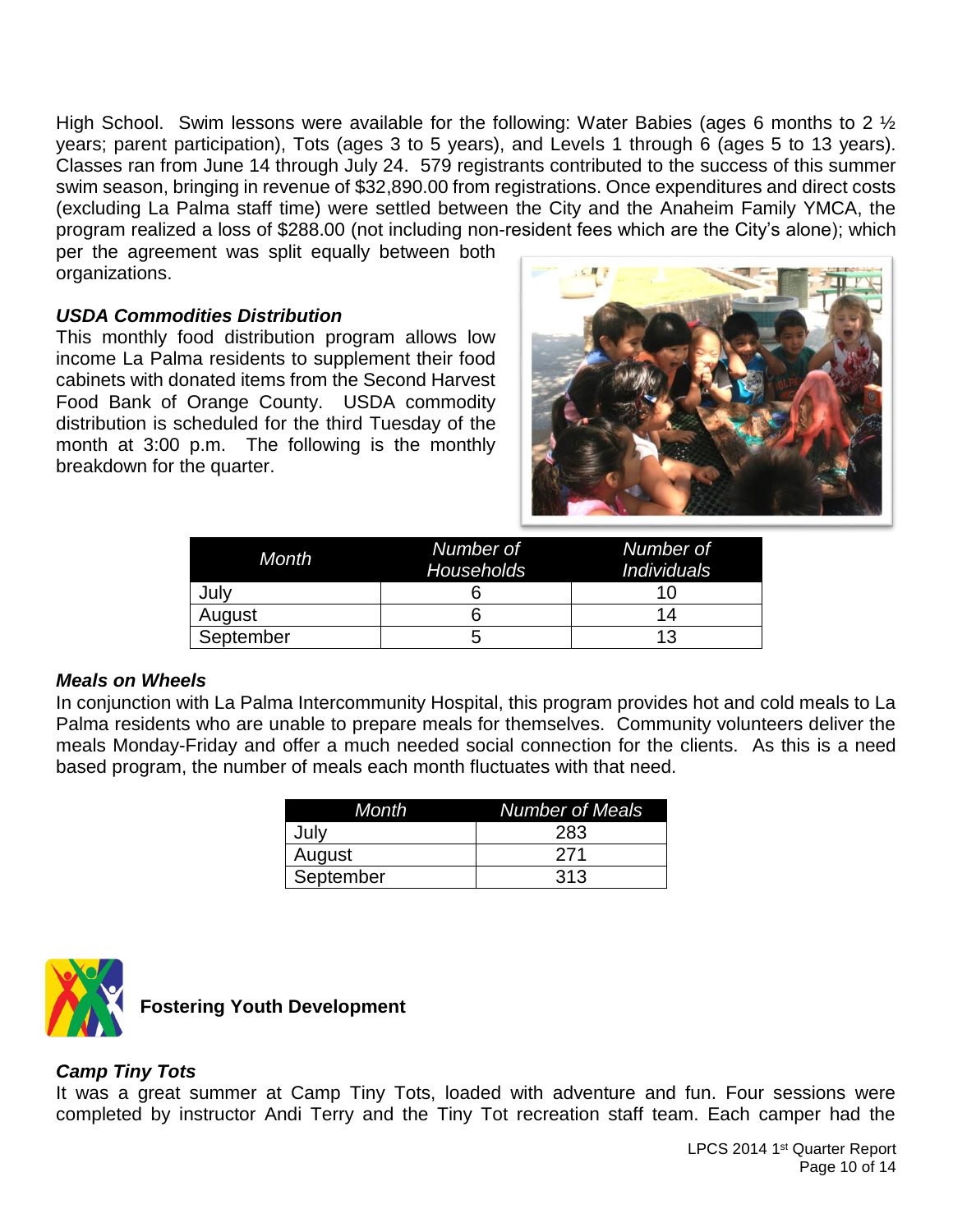High School. Swim lessons were available for the following: Water Babies (ages 6 months to 2 ½ years; parent participation), Tots (ages 3 to 5 years), and Levels 1 through 6 (ages 5 to 13 years). Classes ran from June 14 through July 24. 579 registrants contributed to the success of this summer swim season, bringing in revenue of $32,890.00 from registrations. Once expenditures and direct costs (excluding La Palma staff time) were settled between the City and the Anaheim Family YMCA, the program realized a loss of $288.00 (not including non-resident fees which are the City's alone); which per the agreement was split equally between both organizations.

### *USDA Commodities Distribution*

This monthly food distribution program allows low income La Palma residents to supplement their food cabinets with donated items from the Second Harvest Food Bank of Orange County. USDA commodity distribution is scheduled for the third Tuesday of the month at 3:00 p.m. The following is the monthly breakdown for the quarter.

| *Month* | *Number of Households* | *Number of Individuals* |
|---|---|---|
| July | 6 | 10 |
| August | 6 | 14 |
| September | 5 | 13 |

### *Meals on Wheels*

In conjunction with La Palma Intercommunity Hospital, this program provides hot and cold meals to La Palma residents who are unable to prepare meals for themselves. Community volunteers deliver the meals Monday-Friday and offer a much needed social connection for the clients. As this is a need based program, the number of meals each month fluctuates with that need.

| *Month* | *Number of Meals* |
|---|---|
| July | 283 |
| August | 271 |
| September | 313 |

## **Fostering Youth Development**

### *Camp Tiny Tots*

It was a great summer at Camp Tiny Tots, loaded with adventure and fun. Four sessions were completed by instructor Andi Terry and the Tiny Tot recreation staff team. Each camper had the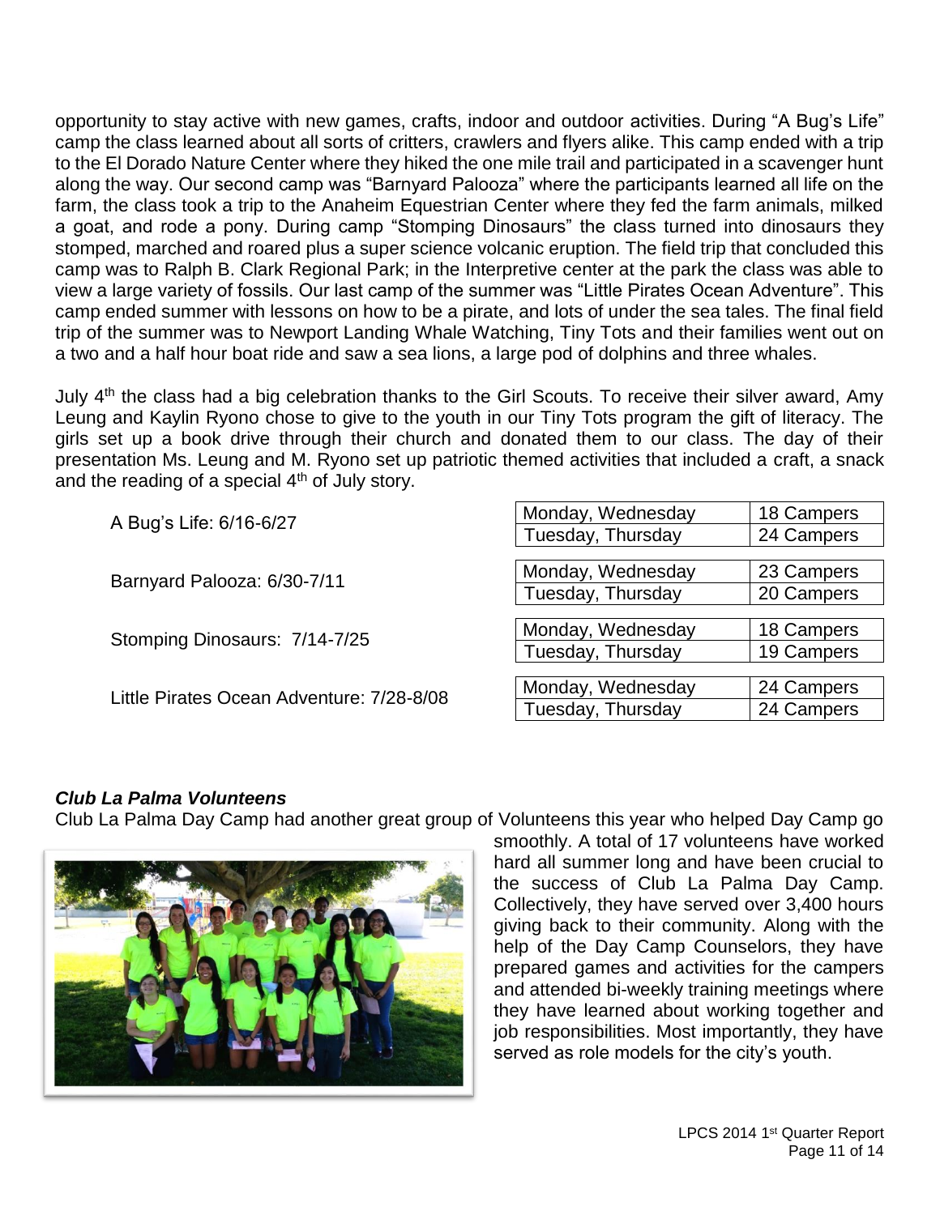opportunity to stay active with new games, crafts, indoor and outdoor activities. During "A Bug's Life" camp the class learned about all sorts of critters, crawlers and flyers alike. This camp ended with a trip to the El Dorado Nature Center where they hiked the one mile trail and participated in a scavenger hunt along the way. Our second camp was "Barnyard Palooza" where the participants learned all life on the farm, the class took a trip to the Anaheim Equestrian Center where they fed the farm animals, milked a goat, and rode a pony. During camp "Stomping Dinosaurs" the class turned into dinosaurs they stomped, marched and roared plus a super science volcanic eruption. The field trip that concluded this camp was to Ralph B. Clark Regional Park; in the Interpretive center at the park the class was able to view a large variety of fossils. Our last camp of the summer was "Little Pirates Ocean Adventure". This camp ended summer with lessons on how to be a pirate, and lots of under the sea tales. The final field trip of the summer was to Newport Landing Whale Watching, Tiny Tots and their families went out on a two and a half hour boat ride and saw a sea lions, a large pod of dolphins and three whales.

July 4th the class had a big celebration thanks to the Girl Scouts. To receive their silver award, Amy Leung and Kaylin Ryono chose to give to the youth in our Tiny Tots program the gift of literacy. The girls set up a book drive through their church and donated them to our class. The day of their presentation Ms. Leung and M. Ryono set up patriotic themed activities that included a craft, a snack and the reading of a special 4th of July story.

| Camp | Days | Campers |
|---|---|---|
| A Bug's Life: 6/16-6/27 | Monday, Wednesday | 18 Campers |
| | Tuesday, Thursday | 24 Campers |
| Barnyard Palooza: 6/30-7/11 | Monday, Wednesday | 23 Campers |
| | Tuesday, Thursday | 20 Campers |
| Stomping Dinosaurs: 7/14-7/25 | Monday, Wednesday | 18 Campers |
| | Tuesday, Thursday | 19 Campers |
| Little Pirates Ocean Adventure: 7/28-8/08 | Monday, Wednesday | 24 Campers |
| | Tuesday, Thursday | 24 Campers |

### *Club La Palma Volunteens*

Club La Palma Day Camp had another great group of Volunteens this year who helped Day Camp go smoothly. A total of 17 volunteens have worked hard all summer long and have been crucial to the success of Club La Palma Day Camp. Collectively, they have served over 3,400 hours giving back to their community. Along with the help of the Day Camp Counselors, they have prepared games and activities for the campers and attended bi-weekly training meetings where they have learned about working together and job responsibilities. Most importantly, they have served as role models for the city's youth.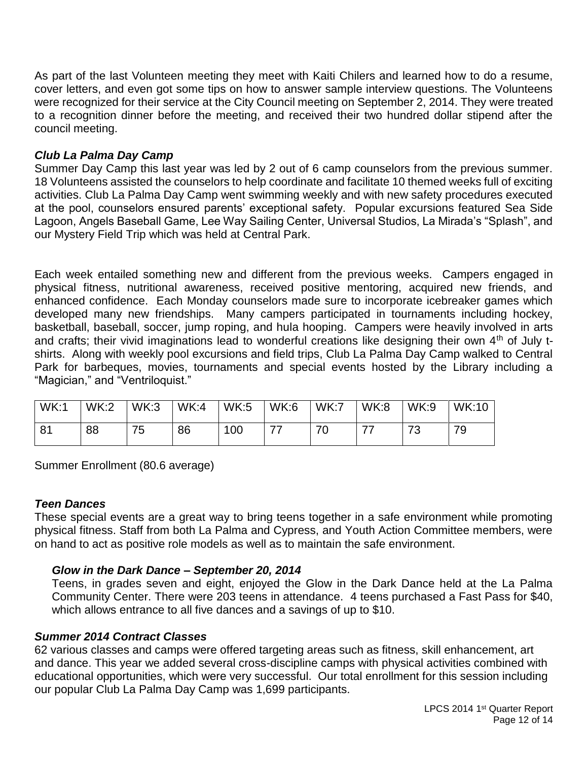As part of the last Volunteen meeting they meet with Kaiti Chilers and learned how to do a resume, cover letters, and even got some tips on how to answer sample interview questions. The Volunteens were recognized for their service at the City Council meeting on September 2, 2014. They were treated to a recognition dinner before the meeting, and received their two hundred dollar stipend after the council meeting.

### *Club La Palma Day Camp*

Summer Day Camp this last year was led by 2 out of 6 camp counselors from the previous summer. 18 Volunteens assisted the counselors to help coordinate and facilitate 10 themed weeks full of exciting activities. Club La Palma Day Camp went swimming weekly and with new safety procedures executed at the pool, counselors ensured parents' exceptional safety. Popular excursions featured Sea Side Lagoon, Angels Baseball Game, Lee Way Sailing Center, Universal Studios, La Mirada's "Splash", and our Mystery Field Trip which was held at Central Park.

Each week entailed something new and different from the previous weeks. Campers engaged in physical fitness, nutritional awareness, received positive mentoring, acquired new friends, and enhanced confidence. Each Monday counselors made sure to incorporate icebreaker games which developed many new friendships. Many campers participated in tournaments including hockey, basketball, baseball, soccer, jump roping, and hula hooping. Campers were heavily involved in arts and crafts; their vivid imaginations lead to wonderful creations like designing their own 4th of July t-shirts. Along with weekly pool excursions and field trips, Club La Palma Day Camp walked to Central Park for barbeques, movies, tournaments and special events hosted by the Library including a "Magician," and "Ventriloquist."

| WK:1 | WK:2 | WK:3 | WK:4 | WK:5 | WK:6 | WK:7 | WK:8 | WK:9 | WK:10 |
|---|---|---|---|---|---|---|---|---|---|
| 81 | 88 | 75 | 86 | 100 | 77 | 70 | 77 | 73 | 79 |

Summer Enrollment (80.6 average)

### *Teen Dances*

These special events are a great way to bring teens together in a safe environment while promoting physical fitness. Staff from both La Palma and Cypress, and Youth Action Committee members, were on hand to act as positive role models as well as to maintain the safe environment.

#### *Glow in the Dark Dance – September 20, 2014*

Teens, in grades seven and eight, enjoyed the Glow in the Dark Dance held at the La Palma Community Center. There were 203 teens in attendance. 4 teens purchased a Fast Pass for $40, which allows entrance to all five dances and a savings of up to $10.

### *Summer 2014 Contract Classes*

62 various classes and camps were offered targeting areas such as fitness, skill enhancement, art and dance. This year we added several cross-discipline camps with physical activities combined with educational opportunities, which were very successful. Our total enrollment for this session including our popular Club La Palma Day Camp was 1,699 participants.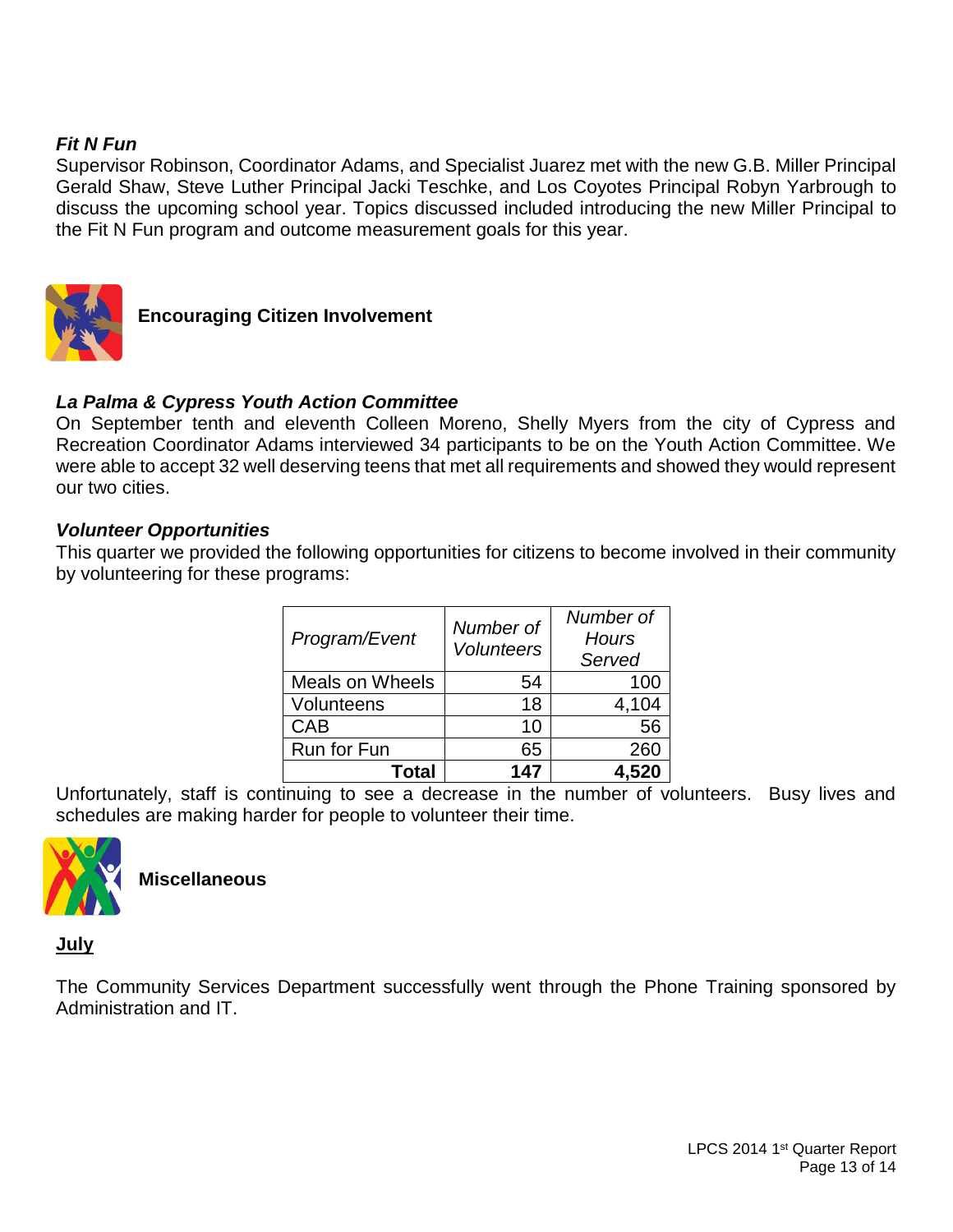***Fit N Fun***

Supervisor Robinson, Coordinator Adams, and Specialist Juarez met with the new G.B. Miller Principal Gerald Shaw, Steve Luther Principal Jacki Teschke, and Los Coyotes Principal Robyn Yarbrough to discuss the upcoming school year. Topics discussed included introducing the new Miller Principal to the Fit N Fun program and outcome measurement goals for this year.

## Encouraging Citizen Involvement

***La Palma & Cypress Youth Action Committee***

On September tenth and eleventh Colleen Moreno, Shelly Myers from the city of Cypress and Recreation Coordinator Adams interviewed 34 participants to be on the Youth Action Committee. We were able to accept 32 well deserving teens that met all requirements and showed they would represent our two cities.

***Volunteer Opportunities***

This quarter we provided the following opportunities for citizens to become involved in their community by volunteering for these programs:

| *Program/Event* | *Number of Volunteers* | *Number of Hours Served* |
|---|---:|---:|
| Meals on Wheels | 54 | 100 |
| Volunteens | 18 | 4,104 |
| CAB | 10 | 56 |
| Run for Fun | 65 | 260 |
| **Total** | **147** | **4,520** |

Unfortunately, staff is continuing to see a decrease in the number of volunteers. Busy lives and schedules are making harder for people to volunteer their time.

## Miscellaneous

**July**

The Community Services Department successfully went through the Phone Training sponsored by Administration and IT.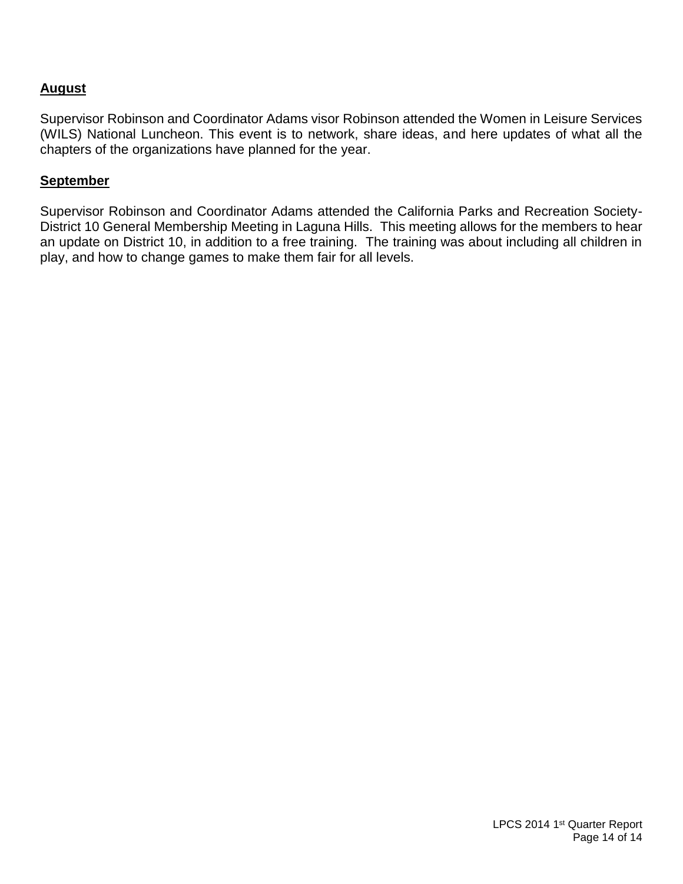**August**

Supervisor Robinson and Coordinator Adams visor Robinson attended the Women in Leisure Services (WILS) National Luncheon. This event is to network, share ideas, and here updates of what all the chapters of the organizations have planned for the year.

**September**

Supervisor Robinson and Coordinator Adams attended the California Parks and Recreation Society-District 10 General Membership Meeting in Laguna Hills. This meeting allows for the members to hear an update on District 10, in addition to a free training. The training was about including all children in play, and how to change games to make them fair for all levels.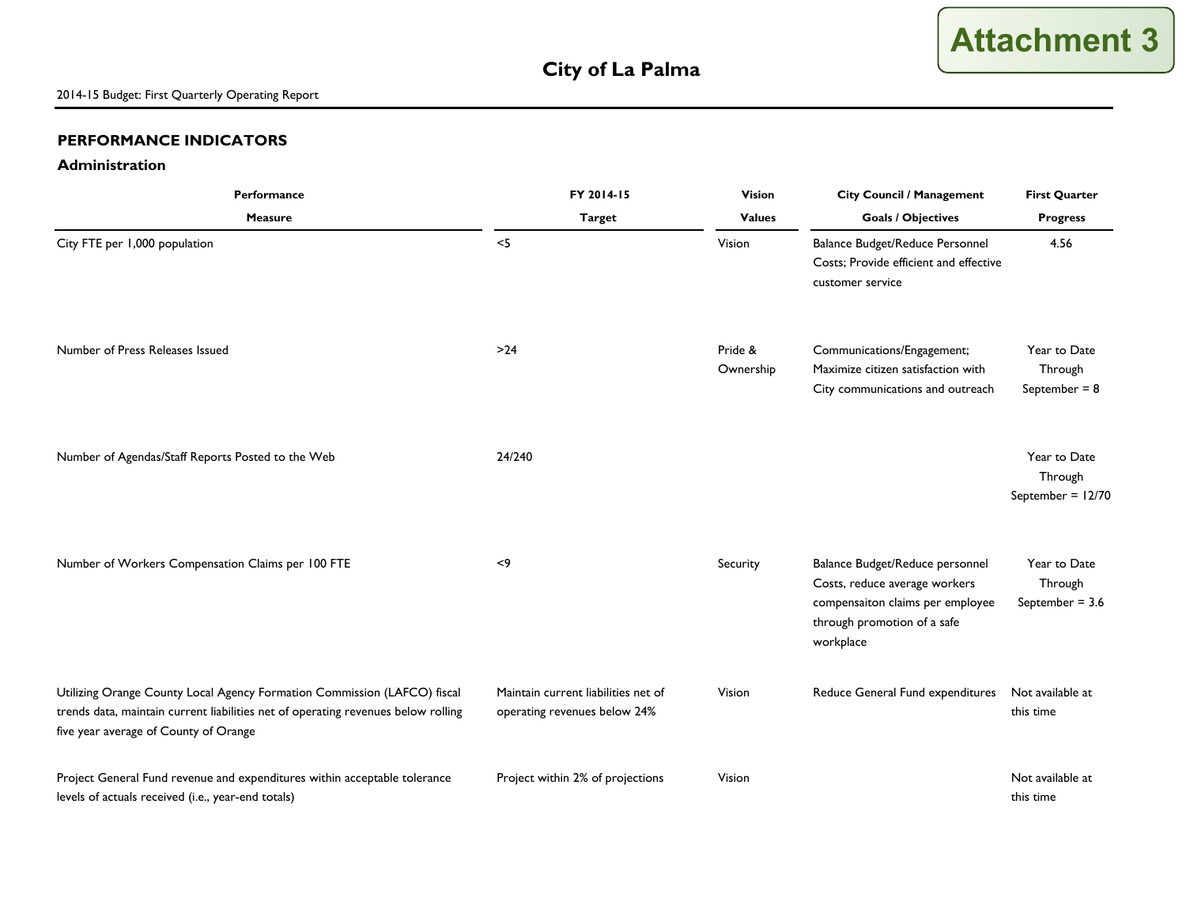Attachment 3

# City of La Palma

2014-15 Budget: First Quarterly Operating Report

## PERFORMANCE INDICATORS

### Administration

| Performance Measure | FY 2014-15 Target | Vision Values | City Council / Management Goals / Objectives | First Quarter Progress |
|---|---|---|---|---|
| City FTE per 1,000 population | <5 | Vision | Balance Budget/Reduce Personnel Costs; Provide efficient and effective customer service | 4.56 |
| Number of Press Releases Issued | >24 | Pride & Ownership | Communications/Engagement; Maximize citizen satisfaction with City communications and outreach | Year to Date Through September = 8 |
| Number of Agendas/Staff Reports Posted to the Web | 24/240 | | | Year to Date Through September = 12/70 |
| Number of Workers Compensation Claims per 100 FTE | <9 | Security | Balance Budget/Reduce personnel Costs, reduce average workers compensaiton claims per employee through promotion of a safe workplace | Year to Date Through September = 3.6 |
| Utilizing Orange County Local Agency Formation Commission (LAFCO) fiscal trends data, maintain current liabilities net of operating revenues below rolling five year average of County of Orange | Maintain current liabilities net of operating revenues below 24% | Vision | Reduce General Fund expenditures | Not available at this time |
| Project General Fund revenue and expenditures within acceptable tolerance levels of actuals received (i.e., year-end totals) | Project within 2% of projections | Vision | | Not available at this time |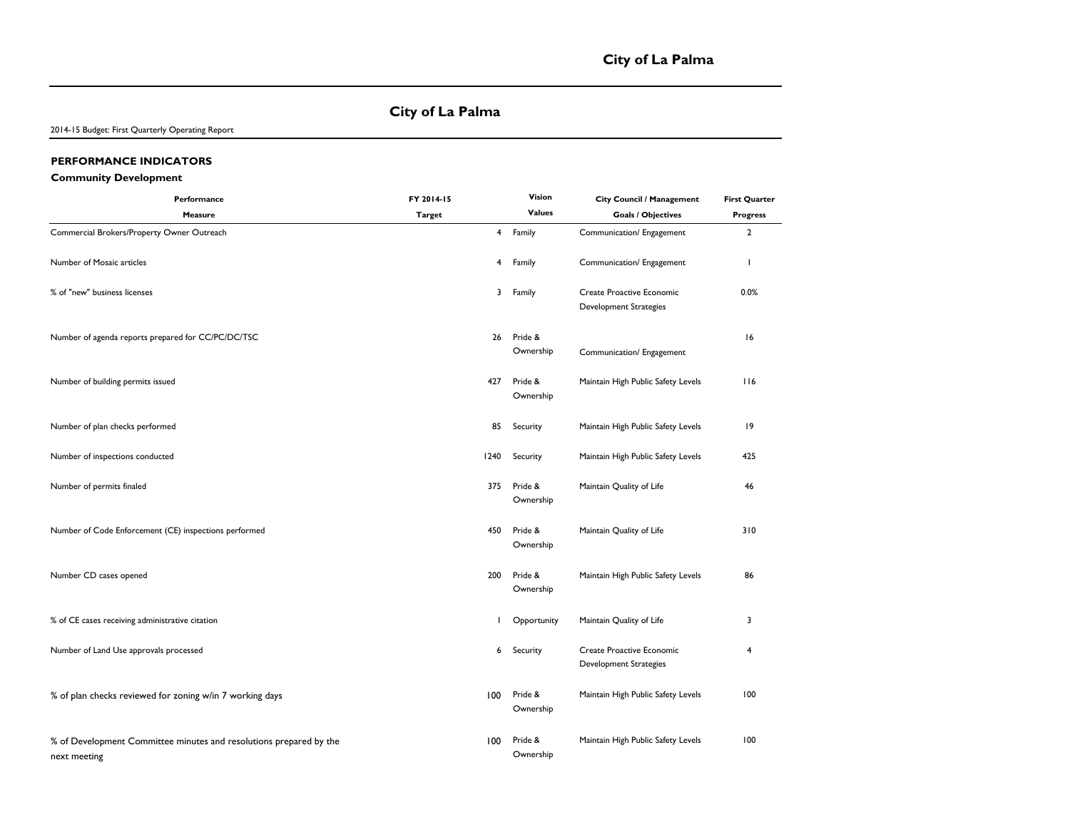City of La Palma

2014-15 Budget: First Quarterly Operating Report

**PERFORMANCE INDICATORS**

**Community Development**

| Performance Measure | FY 2014-15 Target | Vision Values | City Council / Management Goals / Objectives | First Quarter Progress |
|---|---|---|---|---|
| Commercial Brokers/Property Owner Outreach | 4 | Family | Communication/ Engagement | 2 |
| Number of Mosaic articles | 4 | Family | Communication/ Engagement | 1 |
| % of "new" business licenses | 3 | Family | Create Proactive Economic Development Strategies | 0.0% |
| Number of agenda reports prepared for CC/PC/DC/TSC | 26 | Pride & Ownership | Communication/ Engagement | 16 |
| Number of building permits issued | 427 | Pride & Ownership | Maintain High Public Safety Levels | 116 |
| Number of plan checks performed | 85 | Security | Maintain High Public Safety Levels | 19 |
| Number of inspections conducted | 1240 | Security | Maintain High Public Safety Levels | 425 |
| Number of permits finaled | 375 | Pride & Ownership | Maintain Quality of Life | 46 |
| Number of Code Enforcement (CE) inspections performed | 450 | Pride & Ownership | Maintain Quality of Life | 310 |
| Number CD cases opened | 200 | Pride & Ownership | Maintain High Public Safety Levels | 86 |
| % of CE cases receiving administrative citation | 1 | Opportunity | Maintain Quality of Life | 3 |
| Number of Land Use approvals processed | 6 | Security | Create Proactive Economic Development Strategies | 4 |
| % of plan checks reviewed for zoning w/in 7 working days | 100 | Pride & Ownership | Maintain High Public Safety Levels | 100 |
| % of Development Committee minutes and resolutions prepared by the next meeting | 100 | Pride & Ownership | Maintain High Public Safety Levels | 100 |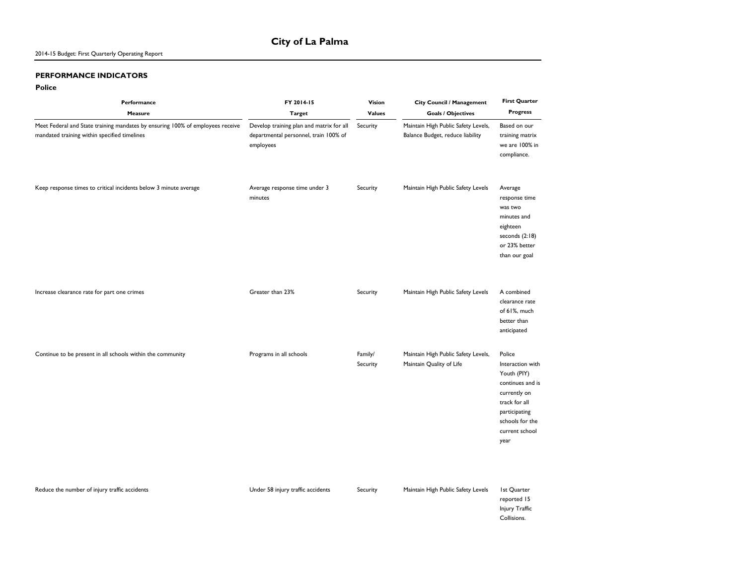# City of La Palma

2014-15 Budget: First Quarterly Operating Report

## PERFORMANCE INDICATORS

### Police

| Performance Measure | FY 2014-15 Target | Vision Values | City Council / Management Goals / Objectives | First Quarter Progress |
|---|---|---|---|---|
| Meet Federal and State training mandates by ensuring 100% of employees receive mandated training within specified timelines | Develop training plan and matrix for all departmental personnel, train 100% of employees | Security | Maintain High Public Safety Levels, Balance Budget, reduce liability | Based on our training matrix we are 100% in compliance. |
| Keep response times to critical incidents below 3 minute average | Average response time under 3 minutes | Security | Maintain High Public Safety Levels | Average response time was two minutes and eighteen seconds (2:18) or 23% better than our goal |
| Increase clearance rate for part one crimes | Greater than 23% | Security | Maintain High Public Safety Levels | A combined clearance rate of 61%, much better than anticipated |
| Continue to be present in all schools within the community | Programs in all schools | Family/ Security | Maintain High Public Safety Levels, Maintain Quality of Life | Police Interaction with Youth (PIY) continues and is currently on track for all participating schools for the current school year |
| Reduce the number of injury traffic accidents | Under 58 injury traffic accidents | Security | Maintain High Public Safety Levels | 1st Quarter reported 15 Injury Traffic Collisions. |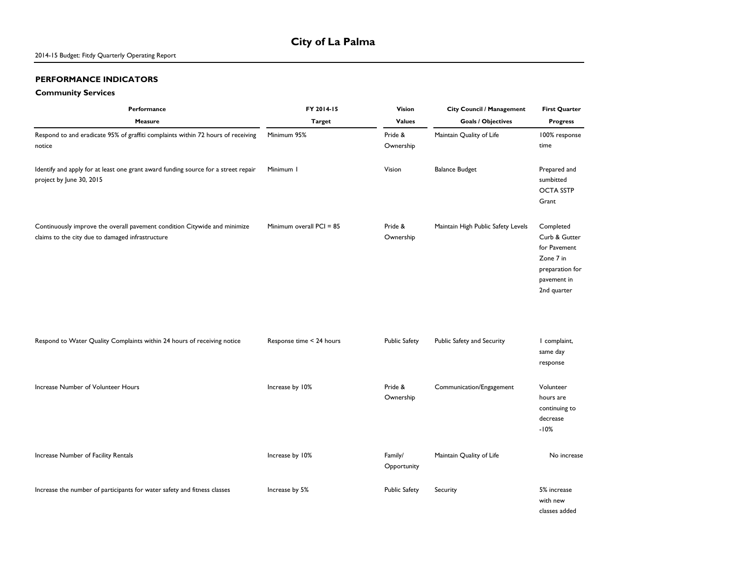# City of La Palma

2014-15 Budget: Fitdy Quarterly Operating Report

## PERFORMANCE INDICATORS

### Community Services

| Performance Measure | FY 2014-15 Target | Vision Values | City Council / Management Goals / Objectives | First Quarter Progress |
|---|---|---|---|---|
| Respond to and eradicate 95% of graffiti complaints within 72 hours of receiving notice | Minimum 95% | Pride & Ownership | Maintain Quality of Life | 100% response time |
| Identify and apply for at least one grant award funding source for a street repair project by June 30, 2015 | Minimum 1 | Vision | Balance Budget | Prepared and sumbitted OCTA SSTP Grant |
| Continuously improve the overall pavement condition Citywide and minimize claims to the city due to damaged infrastructure | Minimum overall PCI = 85 | Pride & Ownership | Maintain High Public Safety Levels | Completed Curb & Gutter for Pavement Zone 7 in preparation for pavement in 2nd quarter |
| Respond to Water Quality Complaints within 24 hours of receiving notice | Response time < 24 hours | Public Safety | Public Safety and Security | 1 complaint, same day response |
| Increase Number of Volunteer Hours | Increase by 10% | Pride & Ownership | Communication/Engagement | Volunteer hours are continuing to decrease -10% |
| Increase Number of Facility Rentals | Increase by 10% | Family/ Opportunity | Maintain Quality of Life | No increase |
| Increase the number of participants for water safety and fitness classes | Increase by 5% | Public Safety | Security | 5% increase with new classes added |